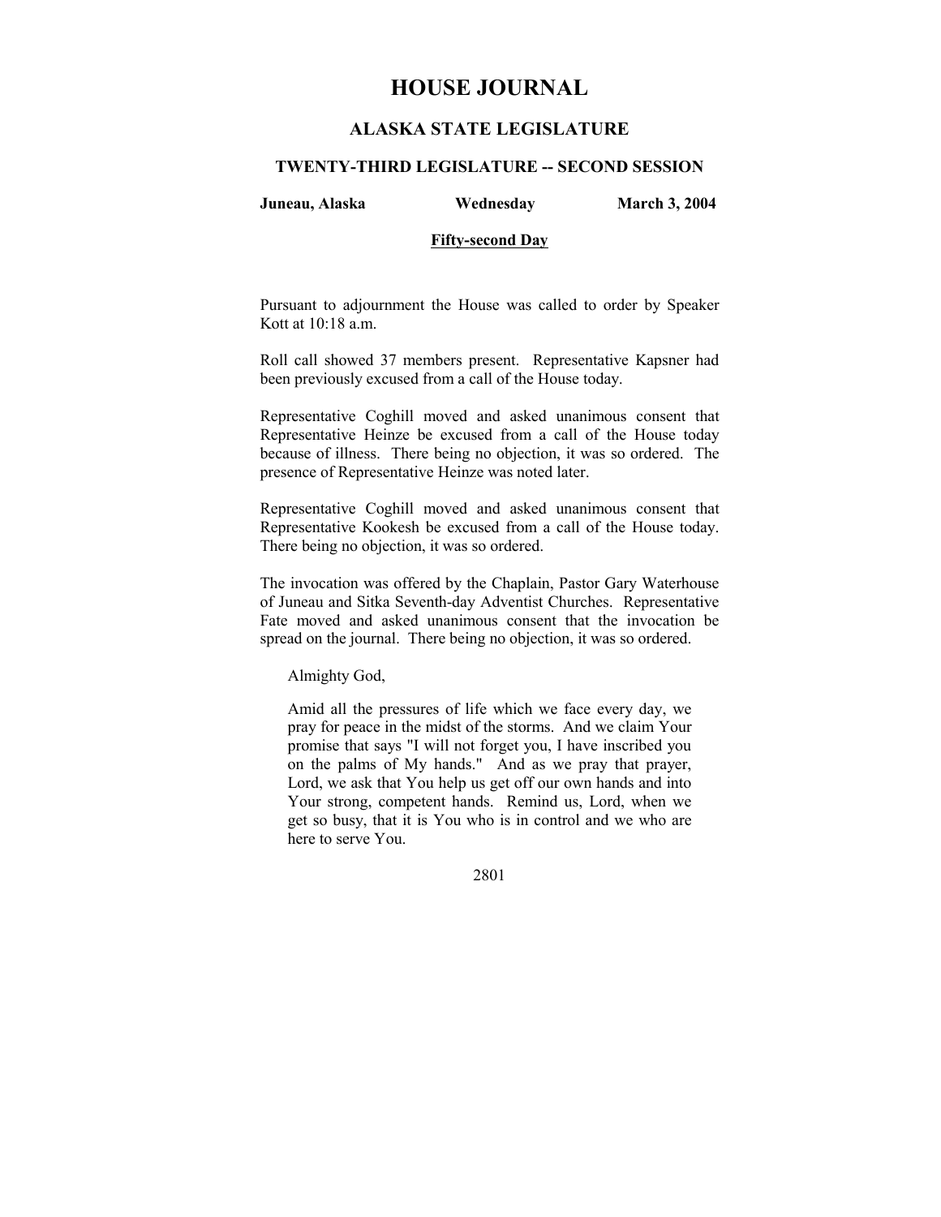# HOUSE JOURNAL

## ALASKA STATE LEGISLATURE

### TWENTY-THIRD LEGISLATURE -- SECOND SESSION

**Juneau, Alaska** **Wednesday** **March 3, 2004**

**Fifty-second Day**

Pursuant to adjournment the House was called to order by Speaker Kott at 10:18 a.m.

Roll call showed 37 members present. Representative Kapsner had been previously excused from a call of the House today.

Representative Coghill moved and asked unanimous consent that Representative Heinze be excused from a call of the House today because of illness. There being no objection, it was so ordered. The presence of Representative Heinze was noted later.

Representative Coghill moved and asked unanimous consent that Representative Kookesh be excused from a call of the House today. There being no objection, it was so ordered.

The invocation was offered by the Chaplain, Pastor Gary Waterhouse of Juneau and Sitka Seventh-day Adventist Churches. Representative Fate moved and asked unanimous consent that the invocation be spread on the journal. There being no objection, it was so ordered.

> Almighty God,
>
> Amid all the pressures of life which we face every day, we pray for peace in the midst of the storms. And we claim Your promise that says "I will not forget you, I have inscribed you on the palms of My hands." And as we pray that prayer, Lord, we ask that You help us get off our own hands and into Your strong, competent hands. Remind us, Lord, when we get so busy, that it is You who is in control and we who are here to serve You.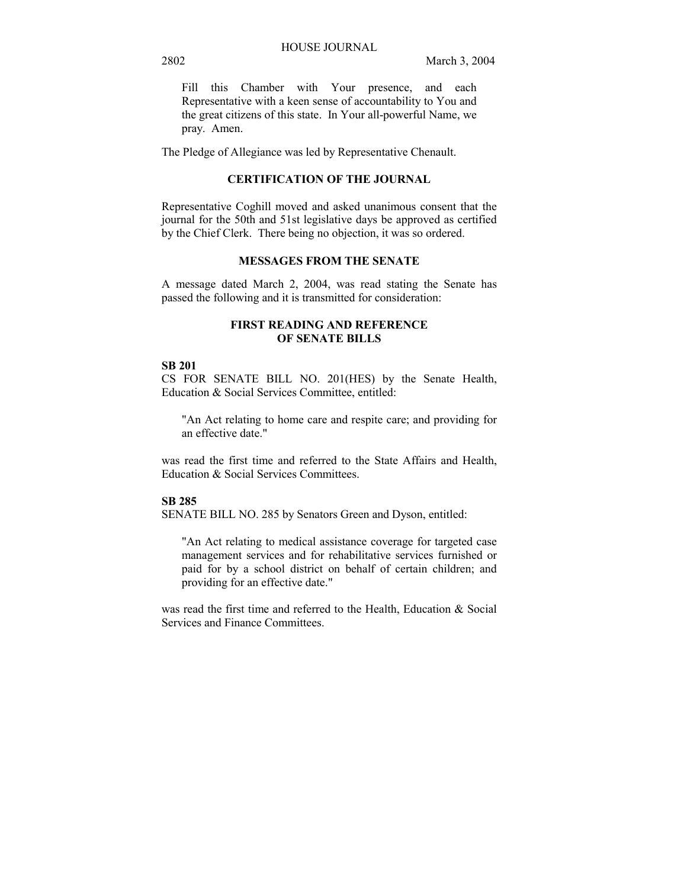Fill this Chamber with Your presence, and each Representative with a keen sense of accountability to You and the great citizens of this state. In Your all-powerful Name, we pray. Amen.

The Pledge of Allegiance was led by Representative Chenault.

## CERTIFICATION OF THE JOURNAL

Representative Coghill moved and asked unanimous consent that the journal for the 50th and 51st legislative days be approved as certified by the Chief Clerk. There being no objection, it was so ordered.

## MESSAGES FROM THE SENATE

A message dated March 2, 2004, was read stating the Senate has passed the following and it is transmitted for consideration:

## FIRST READING AND REFERENCE OF SENATE BILLS

**SB 201**

CS FOR SENATE BILL NO. 201(HES) by the Senate Health, Education & Social Services Committee, entitled:

"An Act relating to home care and respite care; and providing for an effective date."

was read the first time and referred to the State Affairs and Health, Education & Social Services Committees.

**SB 285**

SENATE BILL NO. 285 by Senators Green and Dyson, entitled:

"An Act relating to medical assistance coverage for targeted case management services and for rehabilitative services furnished or paid for by a school district on behalf of certain children; and providing for an effective date."

was read the first time and referred to the Health, Education & Social Services and Finance Committees.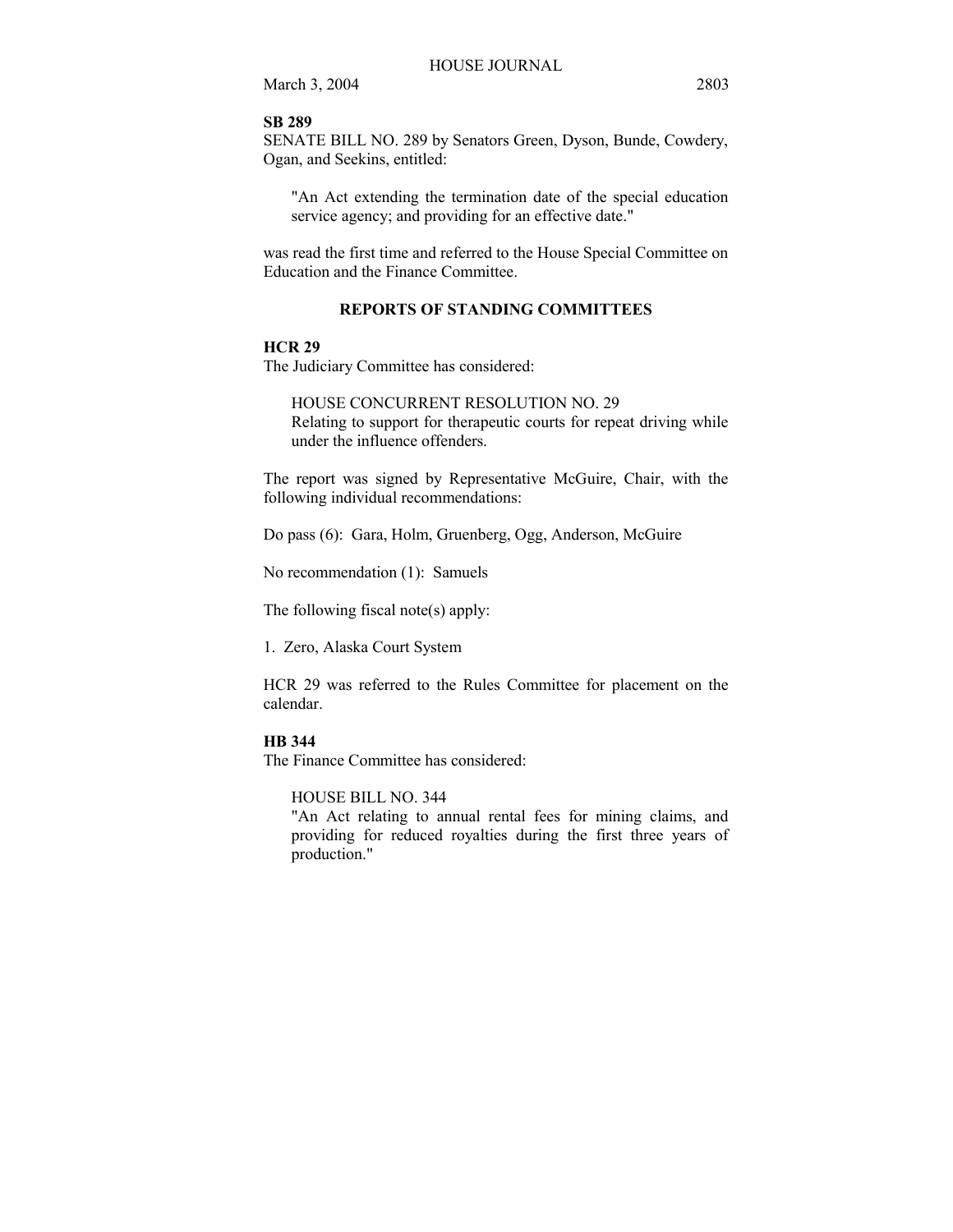**SB 289**

SENATE BILL NO. 289 by Senators Green, Dyson, Bunde, Cowdery, Ogan, and Seekins, entitled:

> "An Act extending the termination date of the special education service agency; and providing for an effective date."

was read the first time and referred to the House Special Committee on Education and the Finance Committee.

## REPORTS OF STANDING COMMITTEES

**HCR 29**

The Judiciary Committee has considered:

> HOUSE CONCURRENT RESOLUTION NO. 29
> Relating to support for therapeutic courts for repeat driving while under the influence offenders.

The report was signed by Representative McGuire, Chair, with the following individual recommendations:

Do pass (6): Gara, Holm, Gruenberg, Ogg, Anderson, McGuire

No recommendation (1): Samuels

The following fiscal note(s) apply:

1. Zero, Alaska Court System

HCR 29 was referred to the Rules Committee for placement on the calendar.

**HB 344**

The Finance Committee has considered:

> HOUSE BILL NO. 344
> "An Act relating to annual rental fees for mining claims, and providing for reduced royalties during the first three years of production."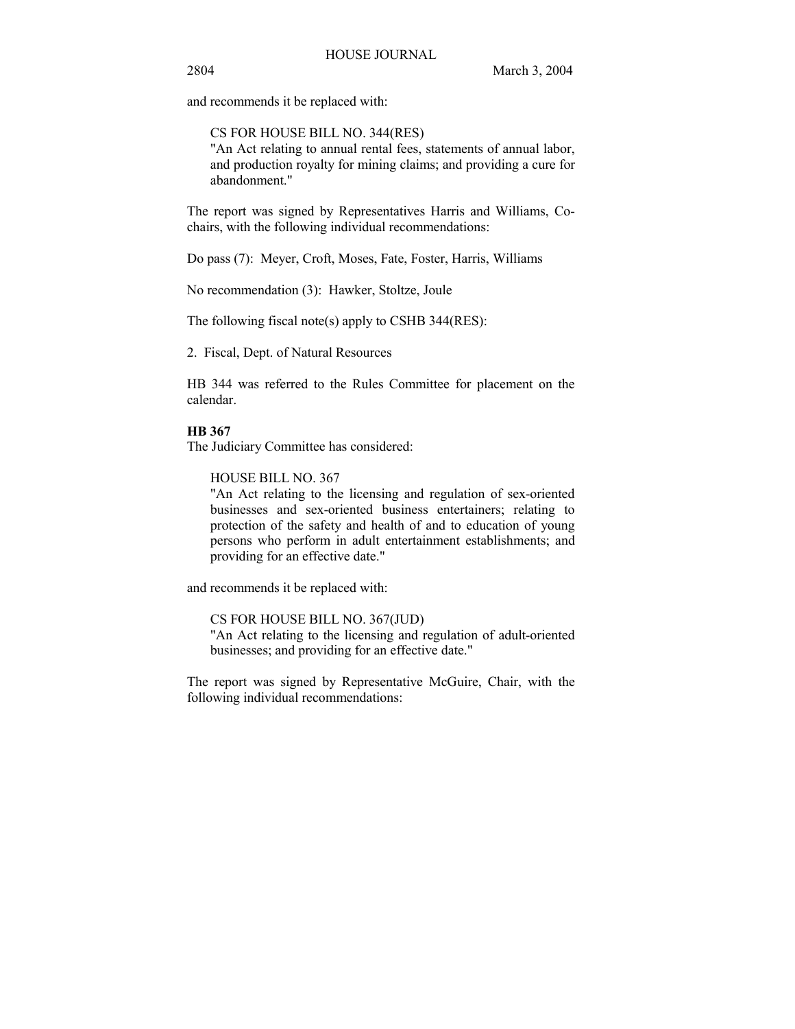and recommends it be replaced with:

> CS FOR HOUSE BILL NO. 344(RES)
> "An Act relating to annual rental fees, statements of annual labor, and production royalty for mining claims; and providing a cure for abandonment."

The report was signed by Representatives Harris and Williams, Co-chairs, with the following individual recommendations:

Do pass (7): Meyer, Croft, Moses, Fate, Foster, Harris, Williams

No recommendation (3): Hawker, Stoltze, Joule

The following fiscal note(s) apply to CSHB 344(RES):

2. Fiscal, Dept. of Natural Resources

HB 344 was referred to the Rules Committee for placement on the calendar.

**HB 367**

The Judiciary Committee has considered:

> HOUSE BILL NO. 367
> "An Act relating to the licensing and regulation of sex-oriented businesses and sex-oriented business entertainers; relating to protection of the safety and health of and to education of young persons who perform in adult entertainment establishments; and providing for an effective date."

and recommends it be replaced with:

> CS FOR HOUSE BILL NO. 367(JUD)
> "An Act relating to the licensing and regulation of adult-oriented businesses; and providing for an effective date."

The report was signed by Representative McGuire, Chair, with the following individual recommendations: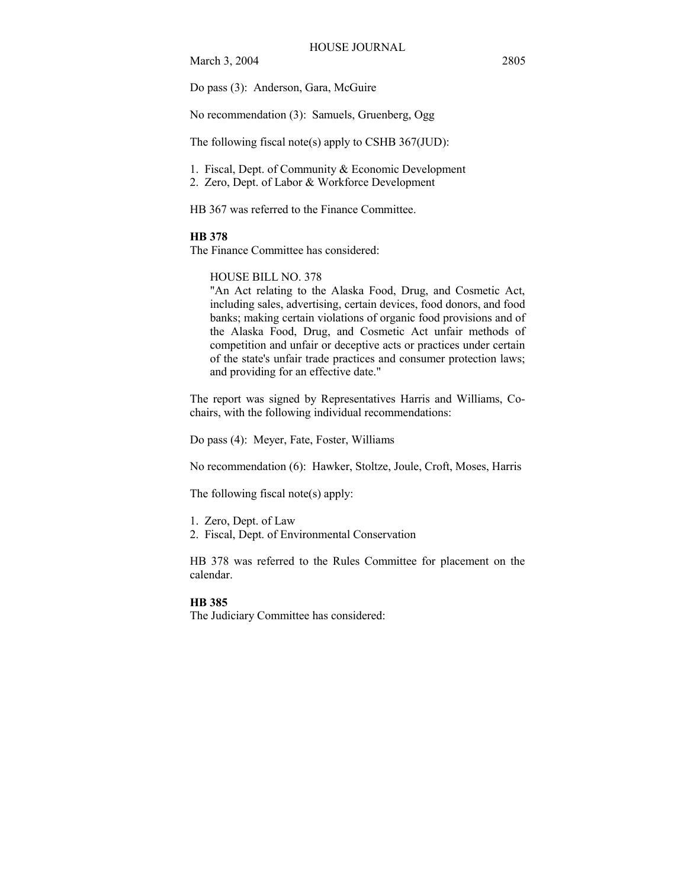Do pass (3): Anderson, Gara, McGuire

No recommendation (3): Samuels, Gruenberg, Ogg

The following fiscal note(s) apply to CSHB 367(JUD):

1. Fiscal, Dept. of Community & Economic Development
2. Zero, Dept. of Labor & Workforce Development

HB 367 was referred to the Finance Committee.

**HB 378**

The Finance Committee has considered:

> HOUSE BILL NO. 378
>
> "An Act relating to the Alaska Food, Drug, and Cosmetic Act, including sales, advertising, certain devices, food donors, and food banks; making certain violations of organic food provisions and of the Alaska Food, Drug, and Cosmetic Act unfair methods of competition and unfair or deceptive acts or practices under certain of the state's unfair trade practices and consumer protection laws; and providing for an effective date."

The report was signed by Representatives Harris and Williams, Co-chairs, with the following individual recommendations:

Do pass (4): Meyer, Fate, Foster, Williams

No recommendation (6): Hawker, Stoltze, Joule, Croft, Moses, Harris

The following fiscal note(s) apply:

1. Zero, Dept. of Law
2. Fiscal, Dept. of Environmental Conservation

HB 378 was referred to the Rules Committee for placement on the calendar.

**HB 385**

The Judiciary Committee has considered: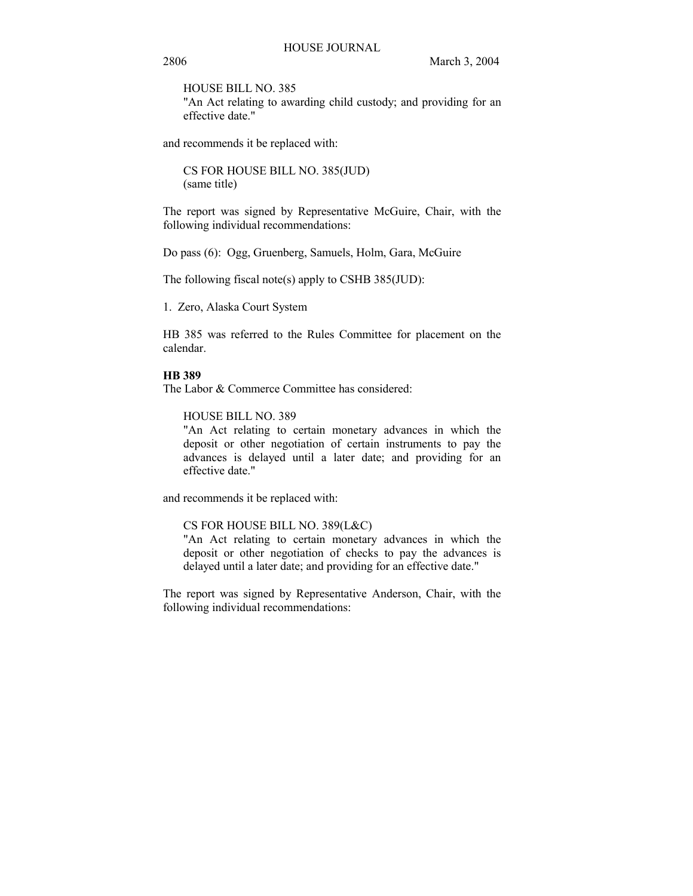HOUSE BILL NO. 385
"An Act relating to awarding child custody; and providing for an effective date."

and recommends it be replaced with:

CS FOR HOUSE BILL NO. 385(JUD)
(same title)

The report was signed by Representative McGuire, Chair, with the following individual recommendations:

Do pass (6): Ogg, Gruenberg, Samuels, Holm, Gara, McGuire

The following fiscal note(s) apply to CSHB 385(JUD):

1. Zero, Alaska Court System

HB 385 was referred to the Rules Committee for placement on the calendar.

**HB 389**
The Labor & Commerce Committee has considered:

HOUSE BILL NO. 389
"An Act relating to certain monetary advances in which the deposit or other negotiation of certain instruments to pay the advances is delayed until a later date; and providing for an effective date."

and recommends it be replaced with:

CS FOR HOUSE BILL NO. 389(L&C)
"An Act relating to certain monetary advances in which the deposit or other negotiation of checks to pay the advances is delayed until a later date; and providing for an effective date."

The report was signed by Representative Anderson, Chair, with the following individual recommendations: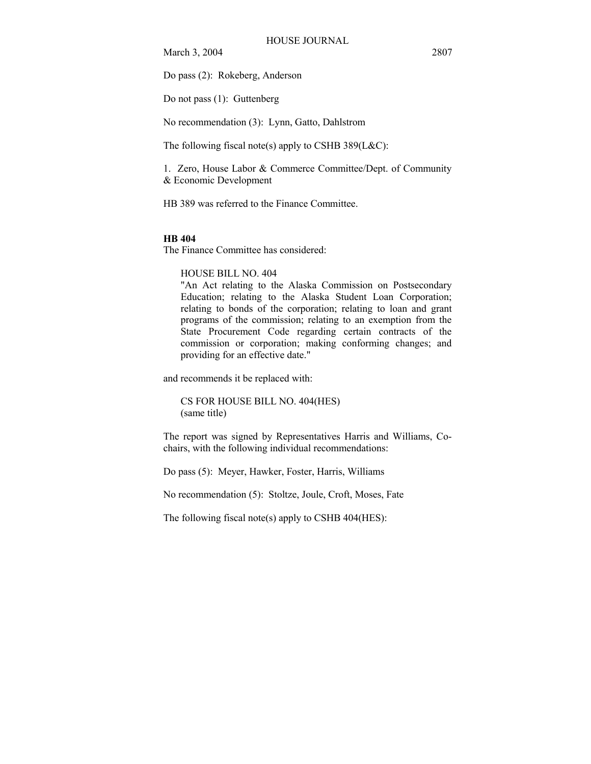Do pass (2): Rokeberg, Anderson

Do not pass (1): Guttenberg

No recommendation (3): Lynn, Gatto, Dahlstrom

The following fiscal note(s) apply to CSHB 389(L&C):

1. Zero, House Labor & Commerce Committee/Dept. of Community & Economic Development

HB 389 was referred to the Finance Committee.

**HB 404**

The Finance Committee has considered:

> HOUSE BILL NO. 404
> "An Act relating to the Alaska Commission on Postsecondary Education; relating to the Alaska Student Loan Corporation; relating to bonds of the corporation; relating to loan and grant programs of the commission; relating to an exemption from the State Procurement Code regarding certain contracts of the commission or corporation; making conforming changes; and providing for an effective date."

and recommends it be replaced with:

> CS FOR HOUSE BILL NO. 404(HES)
> (same title)

The report was signed by Representatives Harris and Williams, Co-chairs, with the following individual recommendations:

Do pass (5): Meyer, Hawker, Foster, Harris, Williams

No recommendation (5): Stoltze, Joule, Croft, Moses, Fate

The following fiscal note(s) apply to CSHB 404(HES):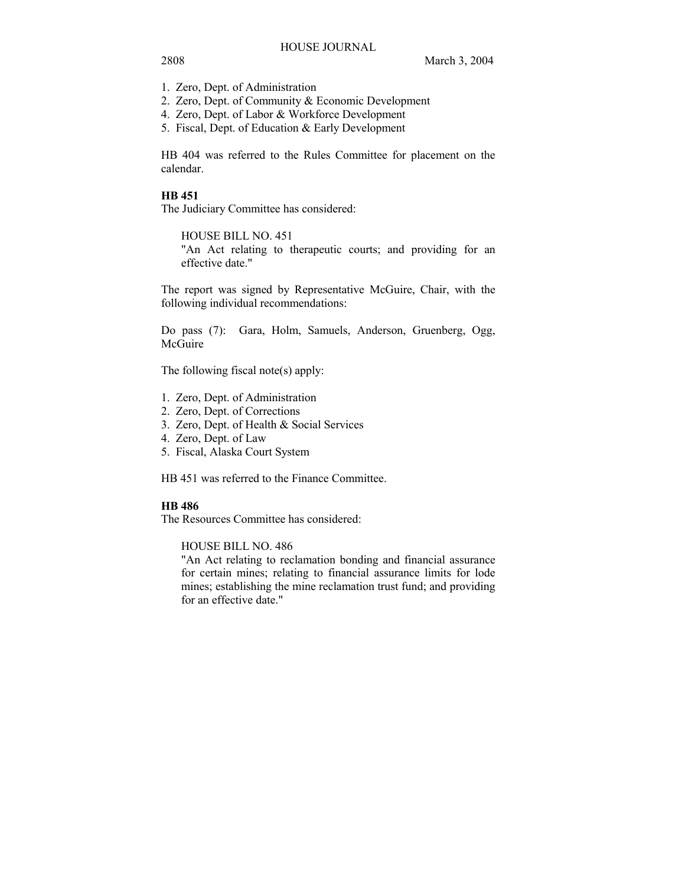1. Zero, Dept. of Administration
2. Zero, Dept. of Community & Economic Development
4. Zero, Dept. of Labor & Workforce Development
5. Fiscal, Dept. of Education & Early Development

HB 404 was referred to the Rules Committee for placement on the calendar.

**HB 451**

The Judiciary Committee has considered:

HOUSE BILL NO. 451
"An Act relating to therapeutic courts; and providing for an effective date."

The report was signed by Representative McGuire, Chair, with the following individual recommendations:

Do pass (7): Gara, Holm, Samuels, Anderson, Gruenberg, Ogg, McGuire

The following fiscal note(s) apply:

1. Zero, Dept. of Administration
2. Zero, Dept. of Corrections
3. Zero, Dept. of Health & Social Services
4. Zero, Dept. of Law
5. Fiscal, Alaska Court System

HB 451 was referred to the Finance Committee.

**HB 486**

The Resources Committee has considered:

HOUSE BILL NO. 486
"An Act relating to reclamation bonding and financial assurance for certain mines; relating to financial assurance limits for lode mines; establishing the mine reclamation trust fund; and providing for an effective date."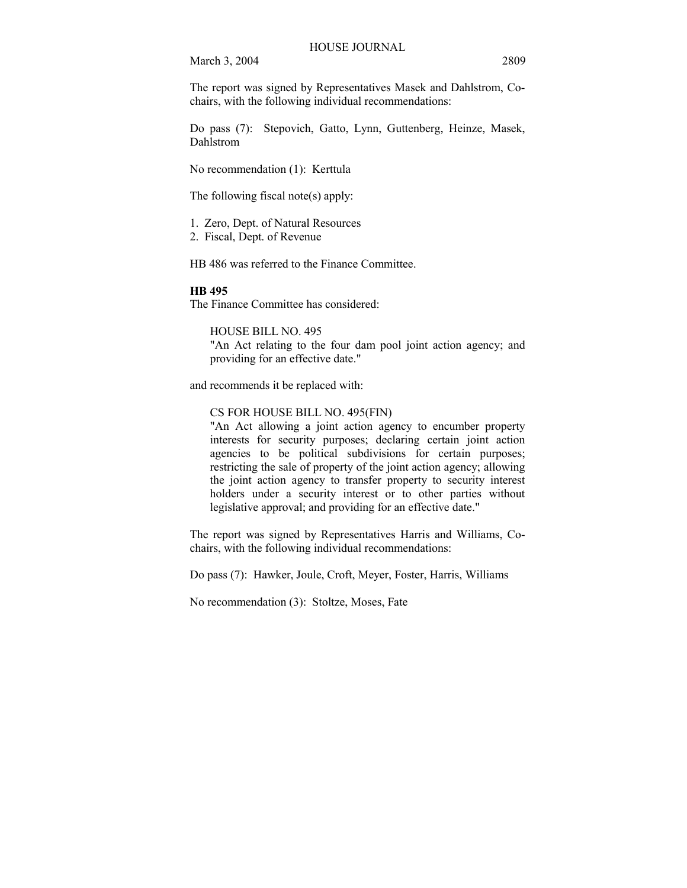The report was signed by Representatives Masek and Dahlstrom, Co-chairs, with the following individual recommendations:

Do pass (7): Stepovich, Gatto, Lynn, Guttenberg, Heinze, Masek, Dahlstrom

No recommendation (1): Kerttula

The following fiscal note(s) apply:

1. Zero, Dept. of Natural Resources
2. Fiscal, Dept. of Revenue

HB 486 was referred to the Finance Committee.

**HB 495**

The Finance Committee has considered:

> HOUSE BILL NO. 495
> "An Act relating to the four dam pool joint action agency; and providing for an effective date."

and recommends it be replaced with:

> CS FOR HOUSE BILL NO. 495(FIN)
> "An Act allowing a joint action agency to encumber property interests for security purposes; declaring certain joint action agencies to be political subdivisions for certain purposes; restricting the sale of property of the joint action agency; allowing the joint action agency to transfer property to security interest holders under a security interest or to other parties without legislative approval; and providing for an effective date."

The report was signed by Representatives Harris and Williams, Co-chairs, with the following individual recommendations:

Do pass (7): Hawker, Joule, Croft, Meyer, Foster, Harris, Williams

No recommendation (3): Stoltze, Moses, Fate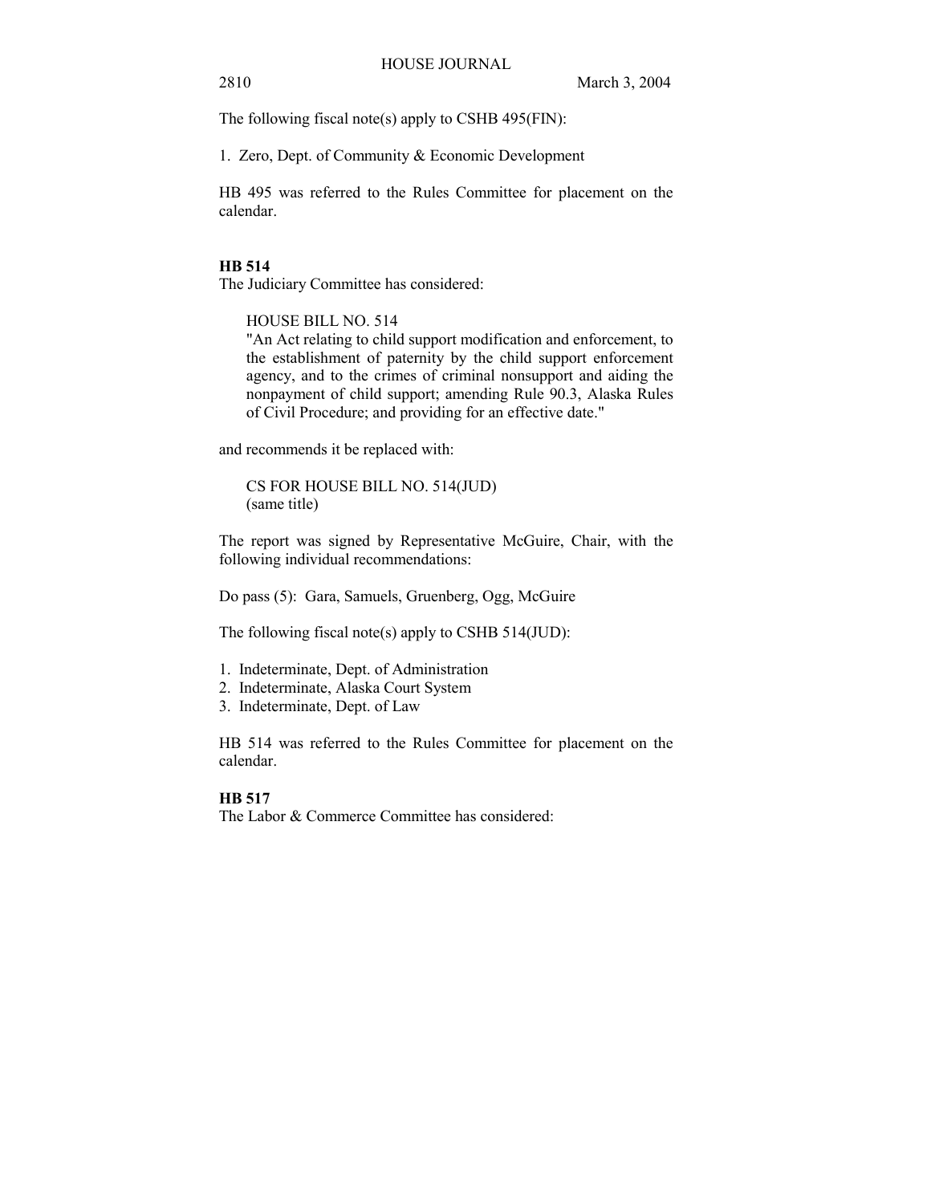The following fiscal note(s) apply to CSHB 495(FIN):

1. Zero, Dept. of Community & Economic Development

HB 495 was referred to the Rules Committee for placement on the calendar.

**HB 514**

The Judiciary Committee has considered:

HOUSE BILL NO. 514
"An Act relating to child support modification and enforcement, to the establishment of paternity by the child support enforcement agency, and to the crimes of criminal nonsupport and aiding the nonpayment of child support; amending Rule 90.3, Alaska Rules of Civil Procedure; and providing for an effective date."

and recommends it be replaced with:

CS FOR HOUSE BILL NO. 514(JUD)
(same title)

The report was signed by Representative McGuire, Chair, with the following individual recommendations:

Do pass (5): Gara, Samuels, Gruenberg, Ogg, McGuire

The following fiscal note(s) apply to CSHB 514(JUD):

1. Indeterminate, Dept. of Administration
2. Indeterminate, Alaska Court System
3. Indeterminate, Dept. of Law

HB 514 was referred to the Rules Committee for placement on the calendar.

**HB 517**

The Labor & Commerce Committee has considered: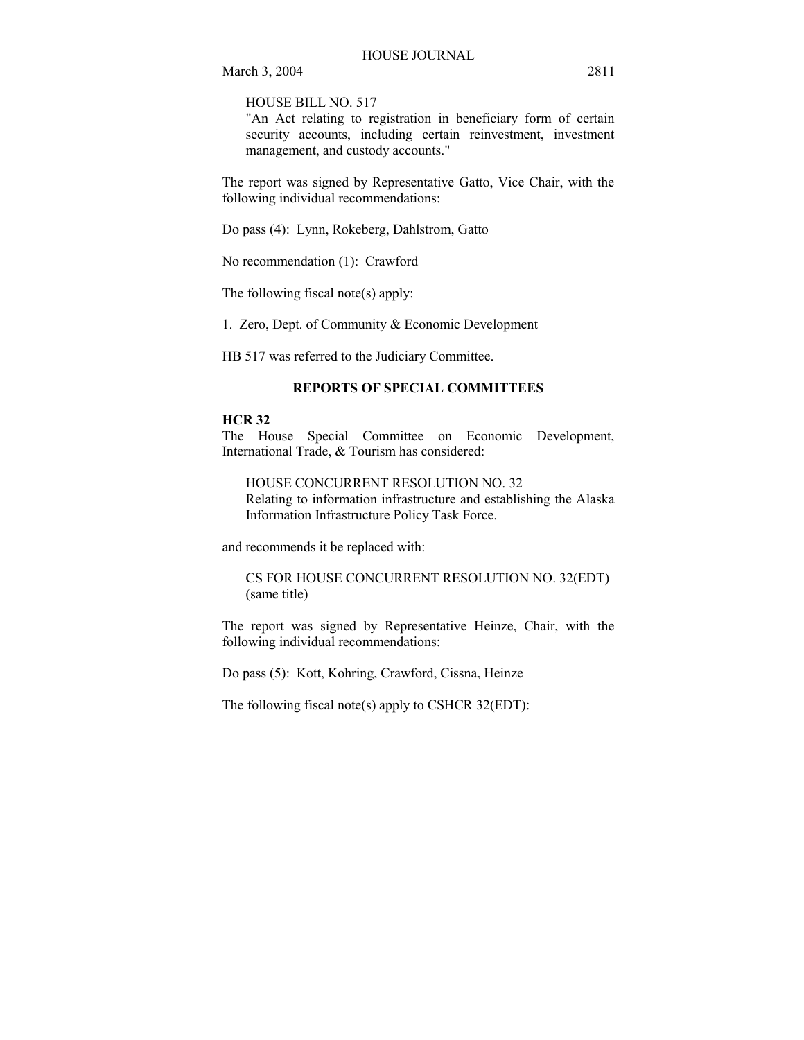HOUSE BILL NO. 517
"An Act relating to registration in beneficiary form of certain security accounts, including certain reinvestment, investment management, and custody accounts."

The report was signed by Representative Gatto, Vice Chair, with the following individual recommendations:

Do pass (4): Lynn, Rokeberg, Dahlstrom, Gatto

No recommendation (1): Crawford

The following fiscal note(s) apply:

1. Zero, Dept. of Community & Economic Development

HB 517 was referred to the Judiciary Committee.

## REPORTS OF SPECIAL COMMITTEES

**HCR 32**
The House Special Committee on Economic Development, International Trade, & Tourism has considered:

HOUSE CONCURRENT RESOLUTION NO. 32
Relating to information infrastructure and establishing the Alaska Information Infrastructure Policy Task Force.

and recommends it be replaced with:

CS FOR HOUSE CONCURRENT RESOLUTION NO. 32(EDT)
(same title)

The report was signed by Representative Heinze, Chair, with the following individual recommendations:

Do pass (5): Kott, Kohring, Crawford, Cissna, Heinze

The following fiscal note(s) apply to CSHCR 32(EDT):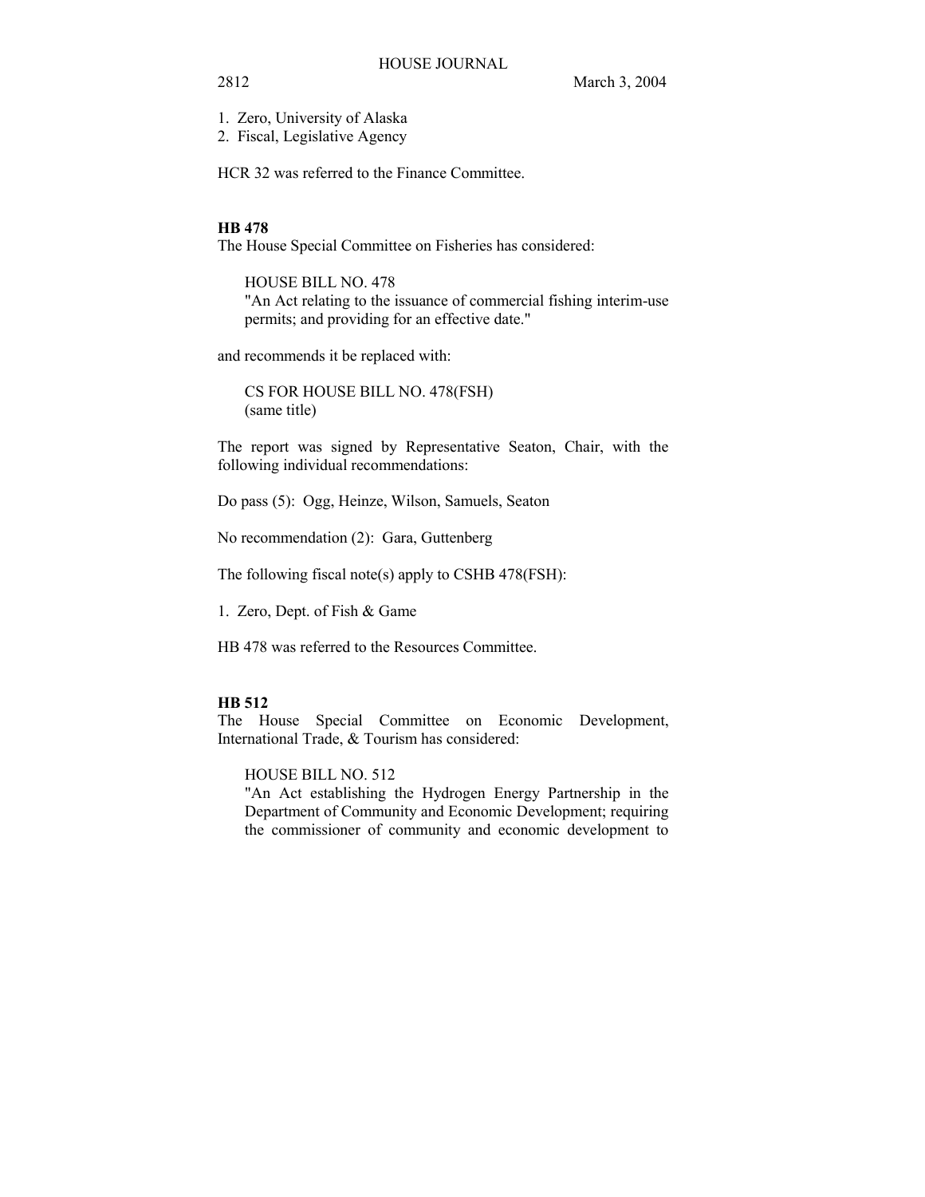1. Zero, University of Alaska
2. Fiscal, Legislative Agency

HCR 32 was referred to the Finance Committee.

**HB 478**

The House Special Committee on Fisheries has considered:

> HOUSE BILL NO. 478
> "An Act relating to the issuance of commercial fishing interim-use permits; and providing for an effective date."

and recommends it be replaced with:

> CS FOR HOUSE BILL NO. 478(FSH)
> (same title)

The report was signed by Representative Seaton, Chair, with the following individual recommendations:

Do pass (5): Ogg, Heinze, Wilson, Samuels, Seaton

No recommendation (2): Gara, Guttenberg

The following fiscal note(s) apply to CSHB 478(FSH):

1. Zero, Dept. of Fish & Game

HB 478 was referred to the Resources Committee.

**HB 512**

The House Special Committee on Economic Development, International Trade, & Tourism has considered:

> HOUSE BILL NO. 512
> "An Act establishing the Hydrogen Energy Partnership in the Department of Community and Economic Development; requiring the commissioner of community and economic development to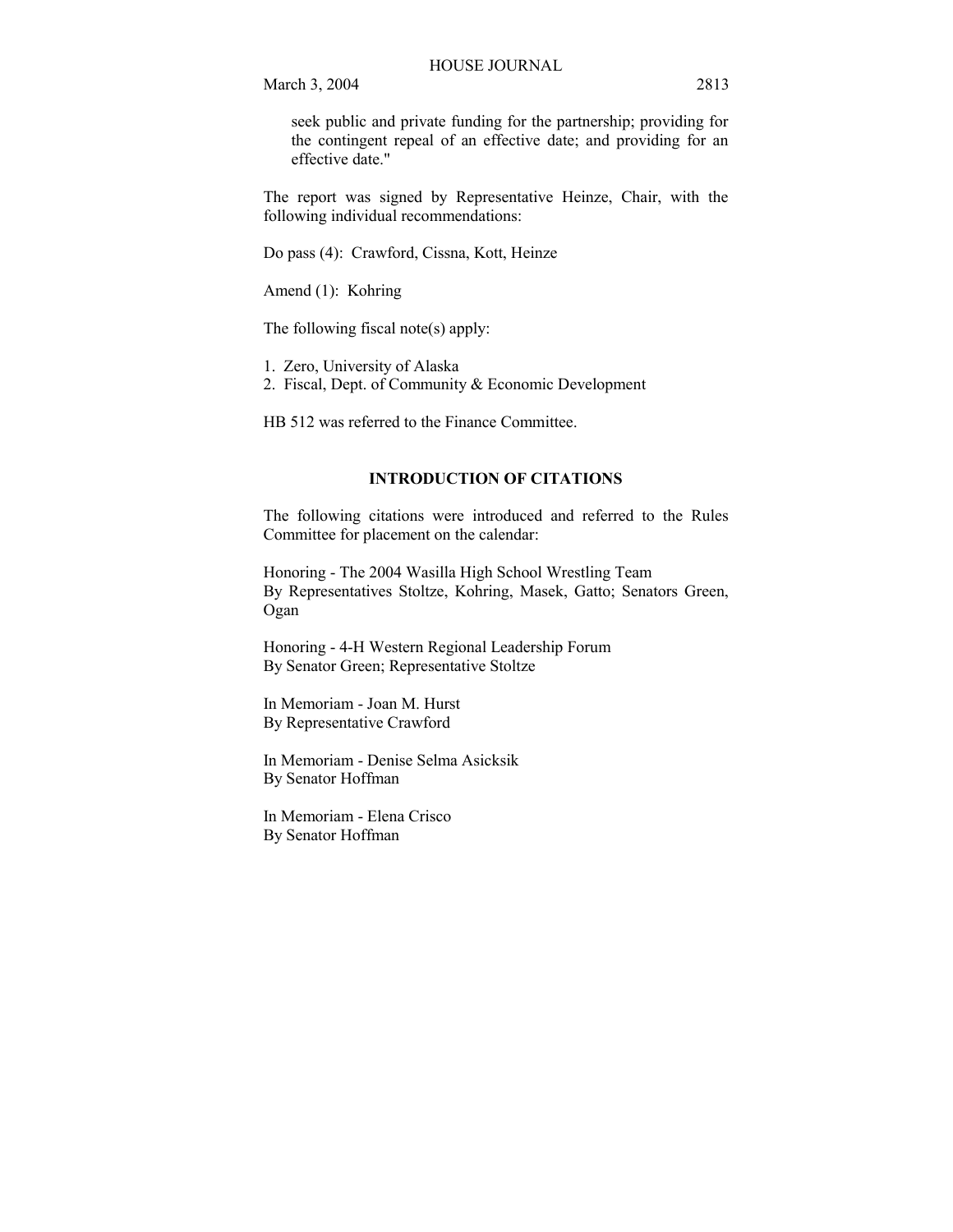seek public and private funding for the partnership; providing for the contingent repeal of an effective date; and providing for an effective date."

The report was signed by Representative Heinze, Chair, with the following individual recommendations:

Do pass (4): Crawford, Cissna, Kott, Heinze

Amend (1): Kohring

The following fiscal note(s) apply:

1. Zero, University of Alaska
2. Fiscal, Dept. of Community & Economic Development

HB 512 was referred to the Finance Committee.

## INTRODUCTION OF CITATIONS

The following citations were introduced and referred to the Rules Committee for placement on the calendar:

Honoring - The 2004 Wasilla High School Wrestling Team
By Representatives Stoltze, Kohring, Masek, Gatto; Senators Green, Ogan

Honoring - 4-H Western Regional Leadership Forum
By Senator Green; Representative Stoltze

In Memoriam - Joan M. Hurst
By Representative Crawford

In Memoriam - Denise Selma Asicksik
By Senator Hoffman

In Memoriam - Elena Crisco
By Senator Hoffman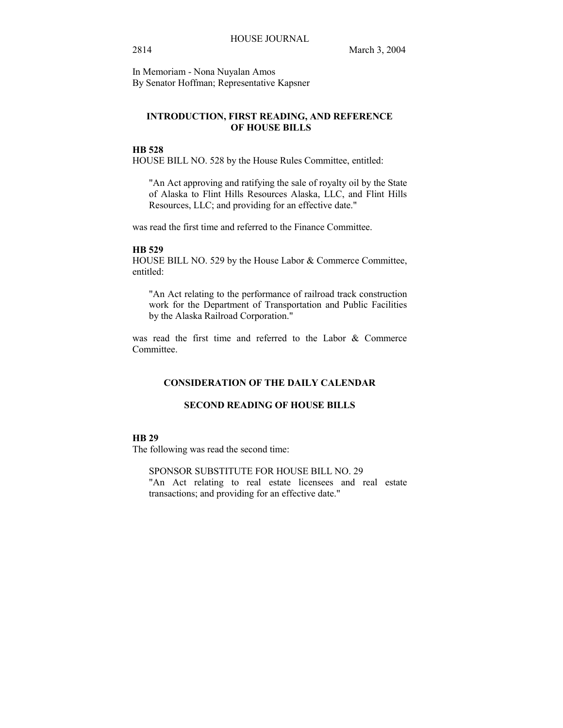In Memoriam - Nona Nuyalan Amos
By Senator Hoffman; Representative Kapsner

## INTRODUCTION, FIRST READING, AND REFERENCE OF HOUSE BILLS

**HB 528**

HOUSE BILL NO. 528 by the House Rules Committee, entitled:

> "An Act approving and ratifying the sale of royalty oil by the State of Alaska to Flint Hills Resources Alaska, LLC, and Flint Hills Resources, LLC; and providing for an effective date."

was read the first time and referred to the Finance Committee.

**HB 529**

HOUSE BILL NO. 529 by the House Labor & Commerce Committee, entitled:

> "An Act relating to the performance of railroad track construction work for the Department of Transportation and Public Facilities by the Alaska Railroad Corporation."

was read the first time and referred to the Labor & Commerce Committee.

## CONSIDERATION OF THE DAILY CALENDAR

## SECOND READING OF HOUSE BILLS

**HB 29**

The following was read the second time:

> SPONSOR SUBSTITUTE FOR HOUSE BILL NO. 29
> "An Act relating to real estate licensees and real estate transactions; and providing for an effective date."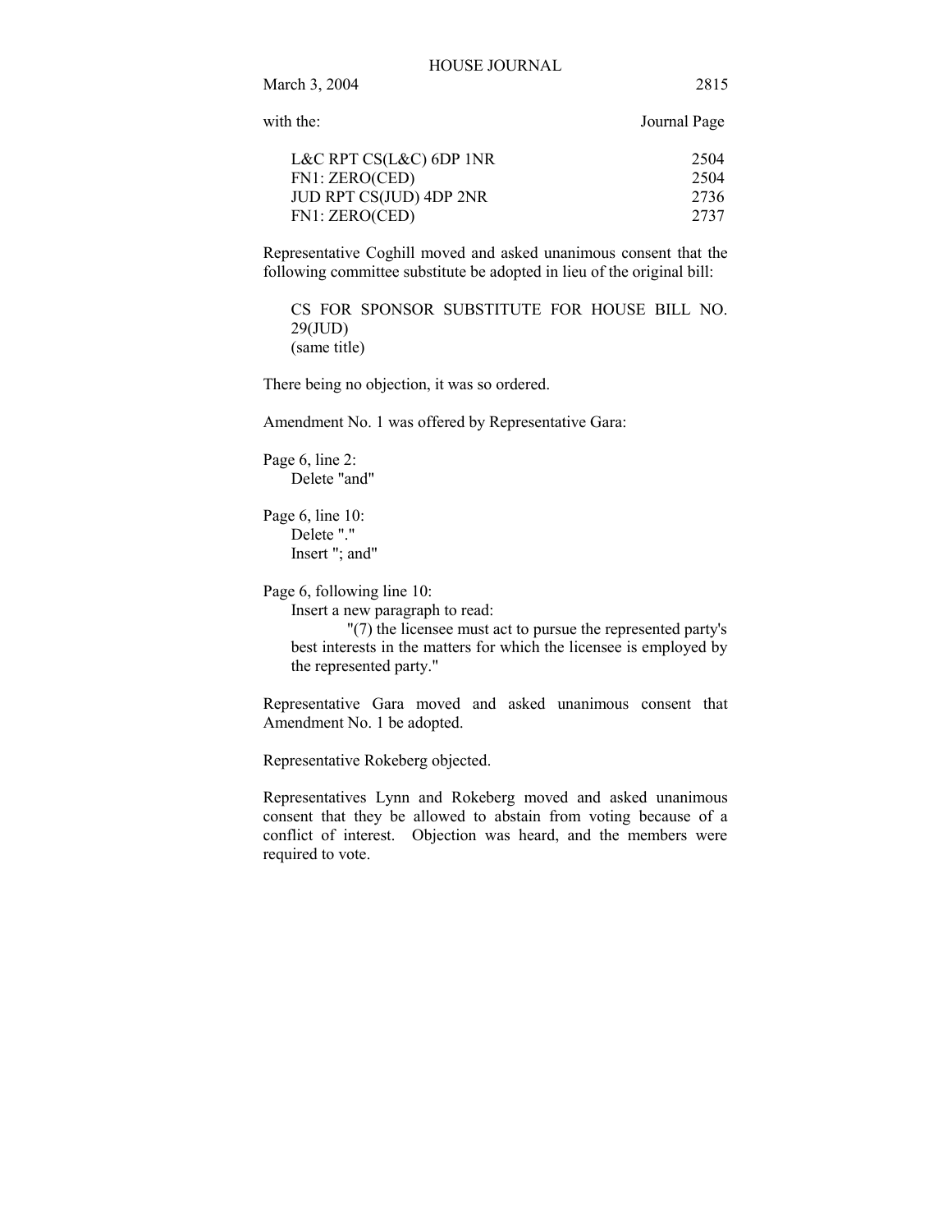with the: Journal Page

| | |
|---|---|
| L&C RPT CS(L&C) 6DP 1NR | 2504 |
| FN1: ZERO(CED) | 2504 |
| JUD RPT CS(JUD) 4DP 2NR | 2736 |
| FN1: ZERO(CED) | 2737 |

Representative Coghill moved and asked unanimous consent that the following committee substitute be adopted in lieu of the original bill:

CS FOR SPONSOR SUBSTITUTE FOR HOUSE BILL NO. 29(JUD)
(same title)

There being no objection, it was so ordered.

Amendment No. 1 was offered by Representative Gara:

Page 6, line 2:
Delete "and"

Page 6, line 10:
Delete "."
Insert "; and"

Page 6, following line 10:
Insert a new paragraph to read:
"(7) the licensee must act to pursue the represented party's best interests in the matters for which the licensee is employed by the represented party."

Representative Gara moved and asked unanimous consent that Amendment No. 1 be adopted.

Representative Rokeberg objected.

Representatives Lynn and Rokeberg moved and asked unanimous consent that they be allowed to abstain from voting because of a conflict of interest. Objection was heard, and the members were required to vote.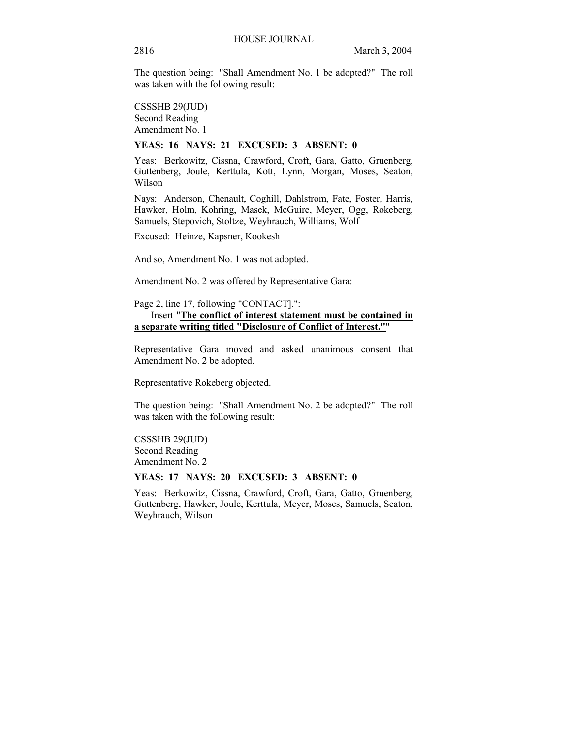The question being: "Shall Amendment No. 1 be adopted?" The roll was taken with the following result:

CSSSHB 29(JUD)
Second Reading
Amendment No. 1

**YEAS: 16 NAYS: 21 EXCUSED: 3 ABSENT: 0**

Yeas: Berkowitz, Cissna, Crawford, Croft, Gara, Gatto, Gruenberg, Guttenberg, Joule, Kerttula, Kott, Lynn, Morgan, Moses, Seaton, Wilson

Nays: Anderson, Chenault, Coghill, Dahlstrom, Fate, Foster, Harris, Hawker, Holm, Kohring, Masek, McGuire, Meyer, Ogg, Rokeberg, Samuels, Stepovich, Stoltze, Weyhrauch, Williams, Wolf

Excused: Heinze, Kapsner, Kookesh

And so, Amendment No. 1 was not adopted.

Amendment No. 2 was offered by Representative Gara:

Page 2, line 17, following "CONTACT].":
Insert "**<u>The conflict of interest statement must be contained in a separate writing titled "Disclosure of Conflict of Interest."</u>**"

Representative Gara moved and asked unanimous consent that Amendment No. 2 be adopted.

Representative Rokeberg objected.

The question being: "Shall Amendment No. 2 be adopted?" The roll was taken with the following result:

CSSSHB 29(JUD)
Second Reading
Amendment No. 2

**YEAS: 17 NAYS: 20 EXCUSED: 3 ABSENT: 0**

Yeas: Berkowitz, Cissna, Crawford, Croft, Gara, Gatto, Gruenberg, Guttenberg, Hawker, Joule, Kerttula, Meyer, Moses, Samuels, Seaton, Weyhrauch, Wilson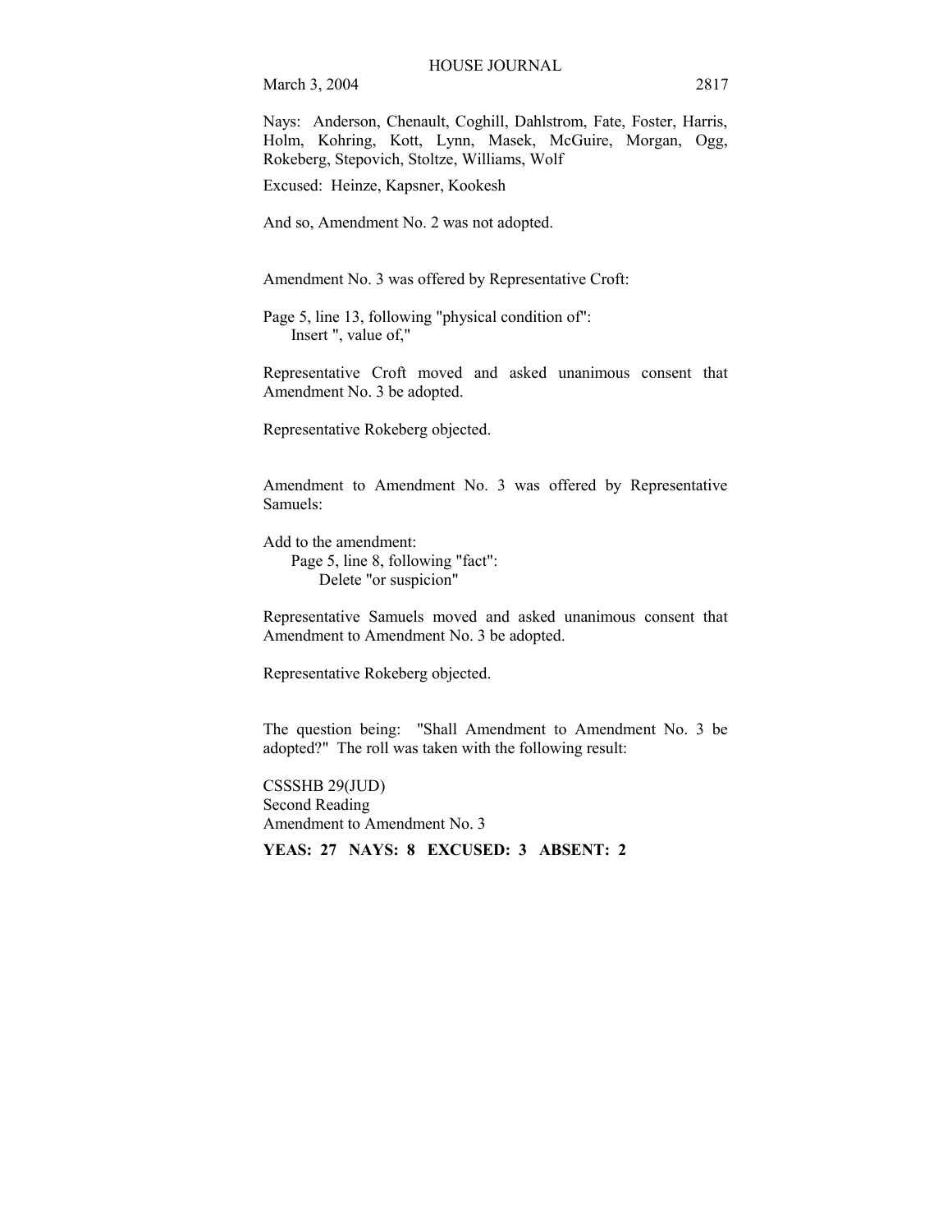Nays: Anderson, Chenault, Coghill, Dahlstrom, Fate, Foster, Harris, Holm, Kohring, Kott, Lynn, Masek, McGuire, Morgan, Ogg, Rokeberg, Stepovich, Stoltze, Williams, Wolf

Excused: Heinze, Kapsner, Kookesh

And so, Amendment No. 2 was not adopted.

Amendment No. 3 was offered by Representative Croft:

Page 5, line 13, following "physical condition of":
    Insert ", value of,"

Representative Croft moved and asked unanimous consent that Amendment No. 3 be adopted.

Representative Rokeberg objected.

Amendment to Amendment No. 3 was offered by Representative Samuels:

Add to the amendment:
    Page 5, line 8, following "fact":
        Delete "or suspicion"

Representative Samuels moved and asked unanimous consent that Amendment to Amendment No. 3 be adopted.

Representative Rokeberg objected.

The question being: "Shall Amendment to Amendment No. 3 be adopted?" The roll was taken with the following result:

CSSSHB 29(JUD)
Second Reading
Amendment to Amendment No. 3

**YEAS: 27 NAYS: 8 EXCUSED: 3 ABSENT: 2**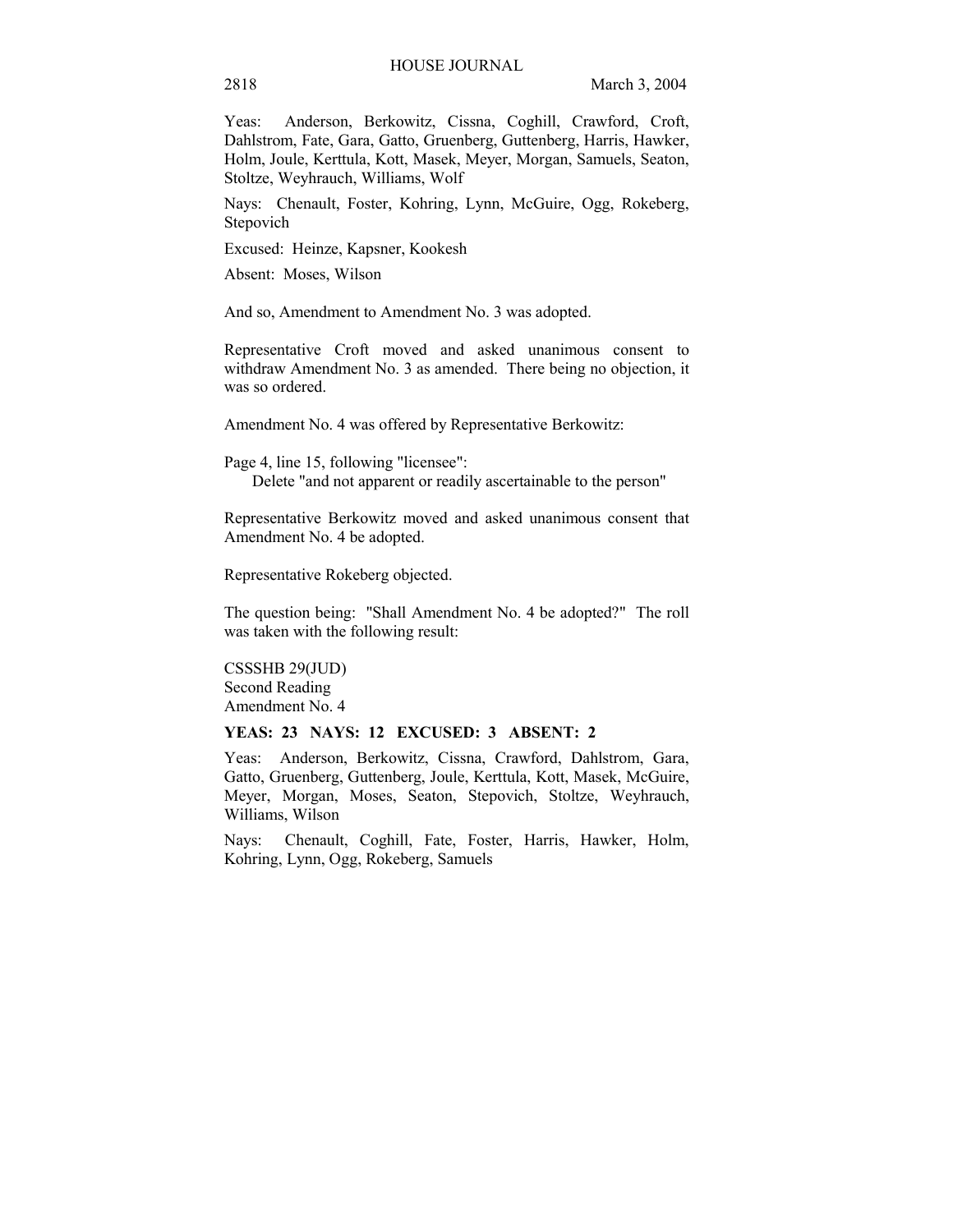Yeas: Anderson, Berkowitz, Cissna, Coghill, Crawford, Croft, Dahlstrom, Fate, Gara, Gatto, Gruenberg, Guttenberg, Harris, Hawker, Holm, Joule, Kerttula, Kott, Masek, Meyer, Morgan, Samuels, Seaton, Stoltze, Weyhrauch, Williams, Wolf

Nays: Chenault, Foster, Kohring, Lynn, McGuire, Ogg, Rokeberg, Stepovich

Excused: Heinze, Kapsner, Kookesh

Absent: Moses, Wilson

And so, Amendment to Amendment No. 3 was adopted.

Representative Croft moved and asked unanimous consent to withdraw Amendment No. 3 as amended. There being no objection, it was so ordered.

Amendment No. 4 was offered by Representative Berkowitz:

Page 4, line 15, following "licensee":
Delete "and not apparent or readily ascertainable to the person"

Representative Berkowitz moved and asked unanimous consent that Amendment No. 4 be adopted.

Representative Rokeberg objected.

The question being: "Shall Amendment No. 4 be adopted?" The roll was taken with the following result:

CSSSHB 29(JUD)
Second Reading
Amendment No. 4

**YEAS: 23 NAYS: 12 EXCUSED: 3 ABSENT: 2**

Yeas: Anderson, Berkowitz, Cissna, Crawford, Dahlstrom, Gara, Gatto, Gruenberg, Guttenberg, Joule, Kerttula, Kott, Masek, McGuire, Meyer, Morgan, Moses, Seaton, Stepovich, Stoltze, Weyhrauch, Williams, Wilson

Nays: Chenault, Coghill, Fate, Foster, Harris, Hawker, Holm, Kohring, Lynn, Ogg, Rokeberg, Samuels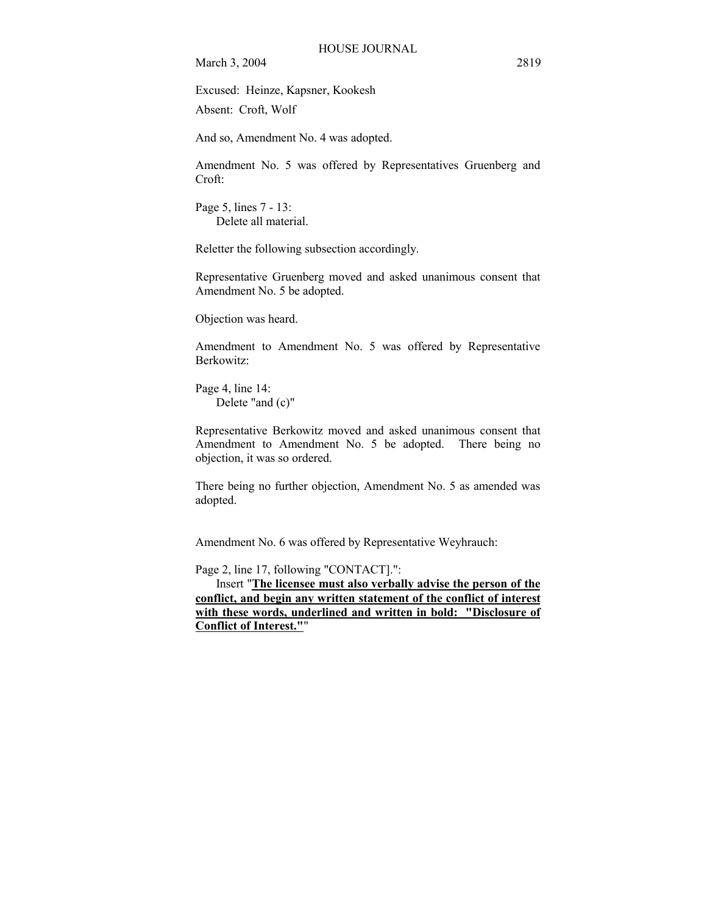Excused: Heinze, Kapsner, Kookesh

Absent: Croft, Wolf

And so, Amendment No. 4 was adopted.

Amendment No. 5 was offered by Representatives Gruenberg and Croft:

Page 5, lines 7 - 13:
Delete all material.

Reletter the following subsection accordingly.

Representative Gruenberg moved and asked unanimous consent that Amendment No. 5 be adopted.

Objection was heard.

Amendment to Amendment No. 5 was offered by Representative Berkowitz:

Page 4, line 14:
Delete "and (c)"

Representative Berkowitz moved and asked unanimous consent that Amendment to Amendment No. 5 be adopted. There being no objection, it was so ordered.

There being no further objection, Amendment No. 5 as amended was adopted.

Amendment No. 6 was offered by Representative Weyhrauch:

Page 2, line 17, following "CONTACT].":
Insert "<u>**The licensee must also verbally advise the person of the conflict, and begin any written statement of the conflict of interest with these words, underlined and written in bold: "Disclosure of Conflict of Interest."**</u>"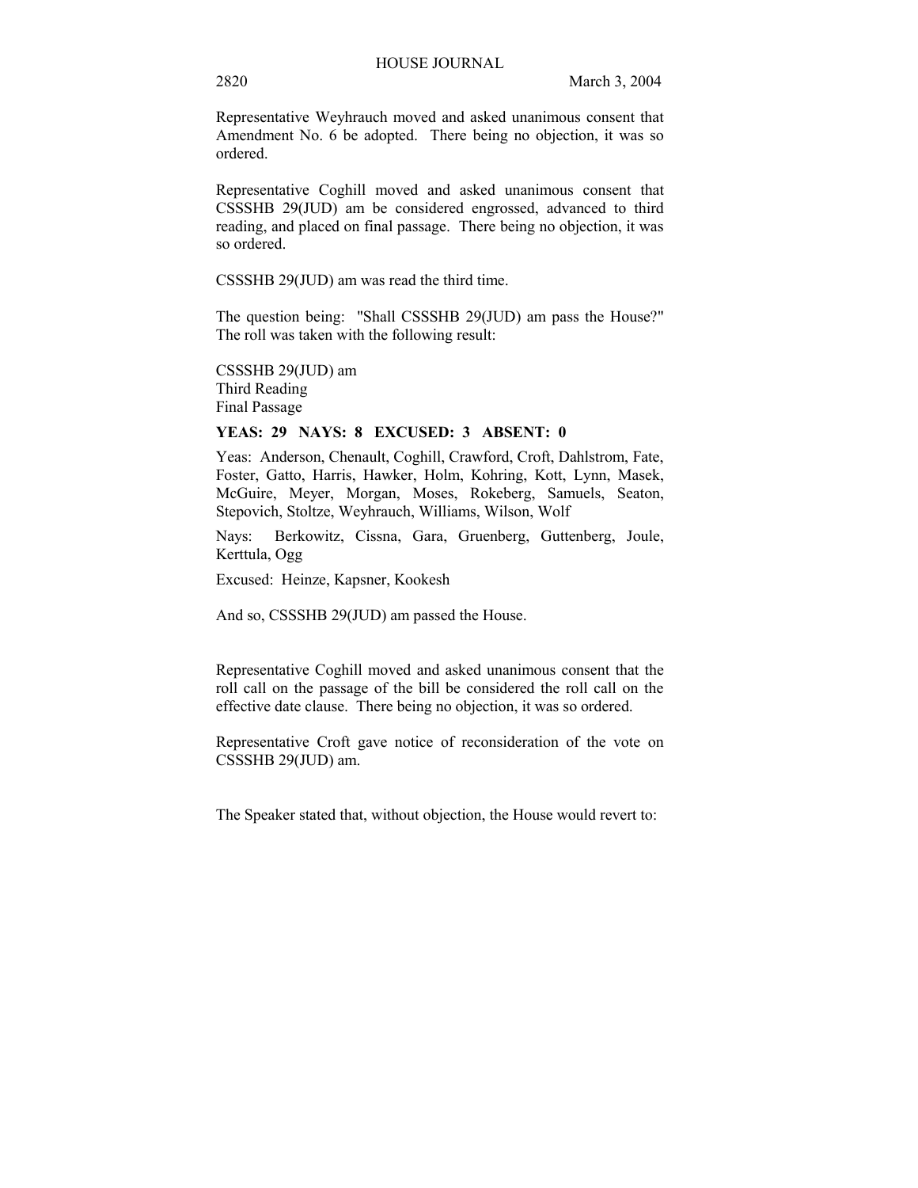Representative Weyhrauch moved and asked unanimous consent that Amendment No. 6 be adopted. There being no objection, it was so ordered.

Representative Coghill moved and asked unanimous consent that CSSSHB 29(JUD) am be considered engrossed, advanced to third reading, and placed on final passage. There being no objection, it was so ordered.

CSSSHB 29(JUD) am was read the third time.

The question being: "Shall CSSSHB 29(JUD) am pass the House?" The roll was taken with the following result:

CSSSHB 29(JUD) am
Third Reading
Final Passage

**YEAS: 29 NAYS: 8 EXCUSED: 3 ABSENT: 0**

Yeas: Anderson, Chenault, Coghill, Crawford, Croft, Dahlstrom, Fate, Foster, Gatto, Harris, Hawker, Holm, Kohring, Kott, Lynn, Masek, McGuire, Meyer, Morgan, Moses, Rokeberg, Samuels, Seaton, Stepovich, Stoltze, Weyhrauch, Williams, Wilson, Wolf

Nays: Berkowitz, Cissna, Gara, Gruenberg, Guttenberg, Joule, Kerttula, Ogg

Excused: Heinze, Kapsner, Kookesh

And so, CSSSHB 29(JUD) am passed the House.

Representative Coghill moved and asked unanimous consent that the roll call on the passage of the bill be considered the roll call on the effective date clause. There being no objection, it was so ordered.

Representative Croft gave notice of reconsideration of the vote on CSSSHB 29(JUD) am.

The Speaker stated that, without objection, the House would revert to: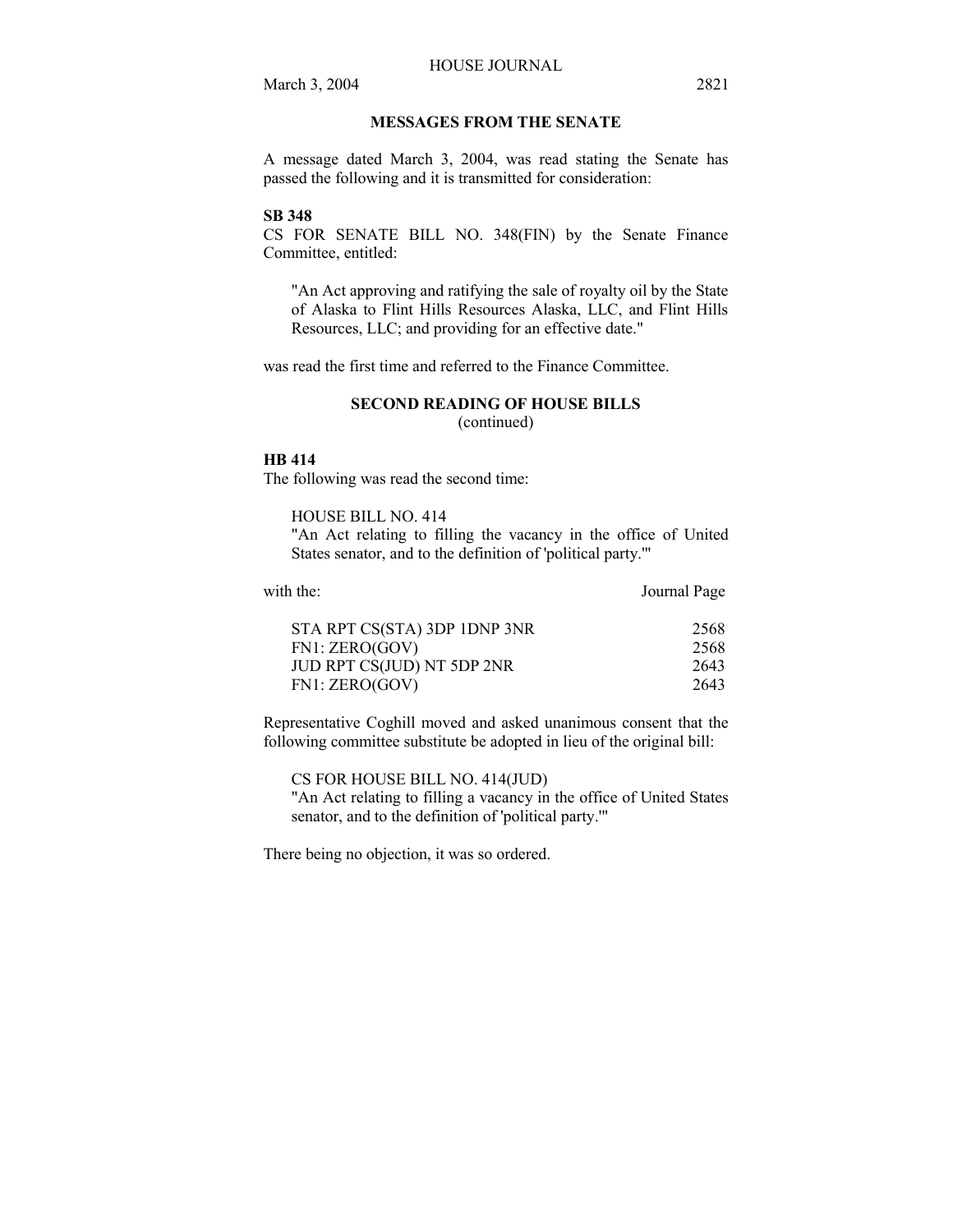## MESSAGES FROM THE SENATE

A message dated March 3, 2004, was read stating the Senate has passed the following and it is transmitted for consideration:

**SB 348**
CS FOR SENATE BILL NO. 348(FIN) by the Senate Finance Committee, entitled:

> "An Act approving and ratifying the sale of royalty oil by the State of Alaska to Flint Hills Resources Alaska, LLC, and Flint Hills Resources, LLC; and providing for an effective date."

was read the first time and referred to the Finance Committee.

## SECOND READING OF HOUSE BILLS
(continued)

**HB 414**
The following was read the second time:

> HOUSE BILL NO. 414
> "An Act relating to filling the vacancy in the office of United States senator, and to the definition of 'political party.'"

with the:

| | Journal Page |
|---|---|
| STA RPT CS(STA) 3DP 1DNP 3NR | 2568 |
| FN1: ZERO(GOV) | 2568 |
| JUD RPT CS(JUD) NT 5DP 2NR | 2643 |
| FN1: ZERO(GOV) | 2643 |

Representative Coghill moved and asked unanimous consent that the following committee substitute be adopted in lieu of the original bill:

> CS FOR HOUSE BILL NO. 414(JUD)
> "An Act relating to filling a vacancy in the office of United States senator, and to the definition of 'political party.'"

There being no objection, it was so ordered.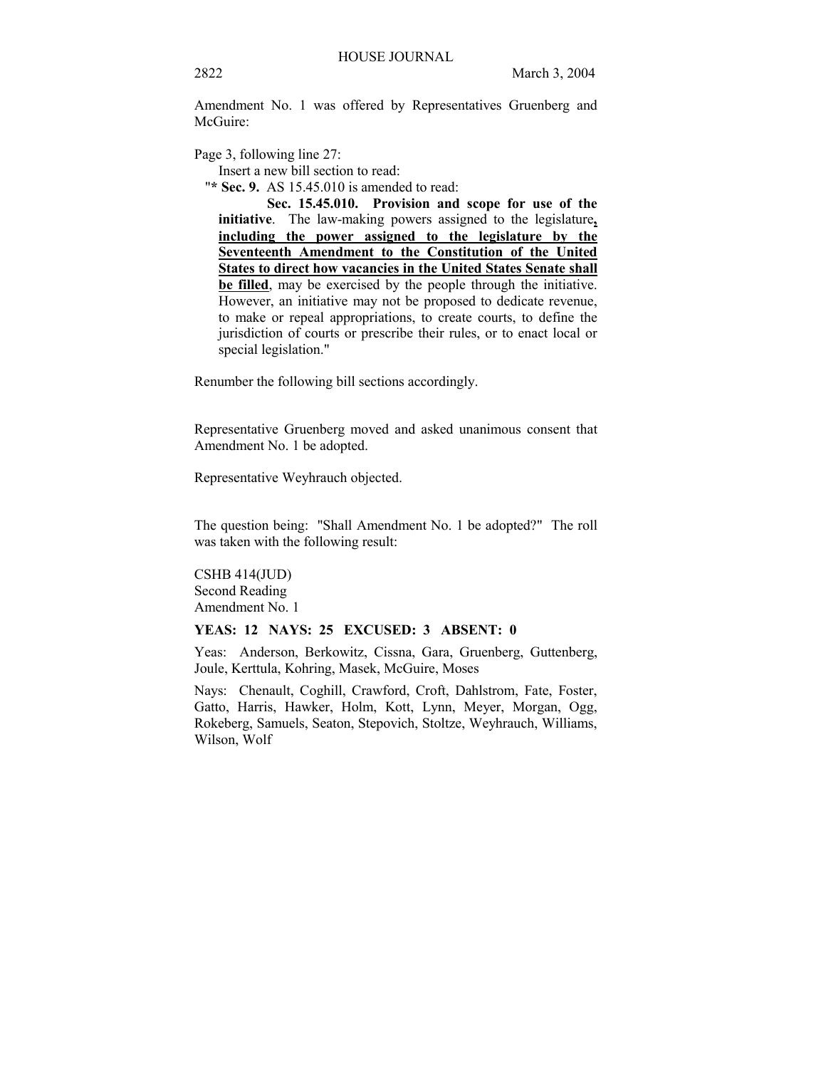Amendment No. 1 was offered by Representatives Gruenberg and McGuire:

Page 3, following line 27:

Insert a new bill section to read:

"**\* Sec. 9.** AS 15.45.010 is amended to read:

**Sec. 15.45.010. Provision and scope for use of the initiative**. The law-making powers assigned to the legislature**, including the power assigned to the legislature by the Seventeenth Amendment to the Constitution of the United States to direct how vacancies in the United States Senate shall be filled**, may be exercised by the people through the initiative. However, an initiative may not be proposed to dedicate revenue, to make or repeal appropriations, to create courts, to define the jurisdiction of courts or prescribe their rules, or to enact local or special legislation."

Renumber the following bill sections accordingly.

Representative Gruenberg moved and asked unanimous consent that Amendment No. 1 be adopted.

Representative Weyhrauch objected.

The question being: "Shall Amendment No. 1 be adopted?" The roll was taken with the following result:

CSHB 414(JUD)
Second Reading
Amendment No. 1

**YEAS: 12 NAYS: 25 EXCUSED: 3 ABSENT: 0**

Yeas: Anderson, Berkowitz, Cissna, Gara, Gruenberg, Guttenberg, Joule, Kerttula, Kohring, Masek, McGuire, Moses

Nays: Chenault, Coghill, Crawford, Croft, Dahlstrom, Fate, Foster, Gatto, Harris, Hawker, Holm, Kott, Lynn, Meyer, Morgan, Ogg, Rokeberg, Samuels, Seaton, Stepovich, Stoltze, Weyhrauch, Williams, Wilson, Wolf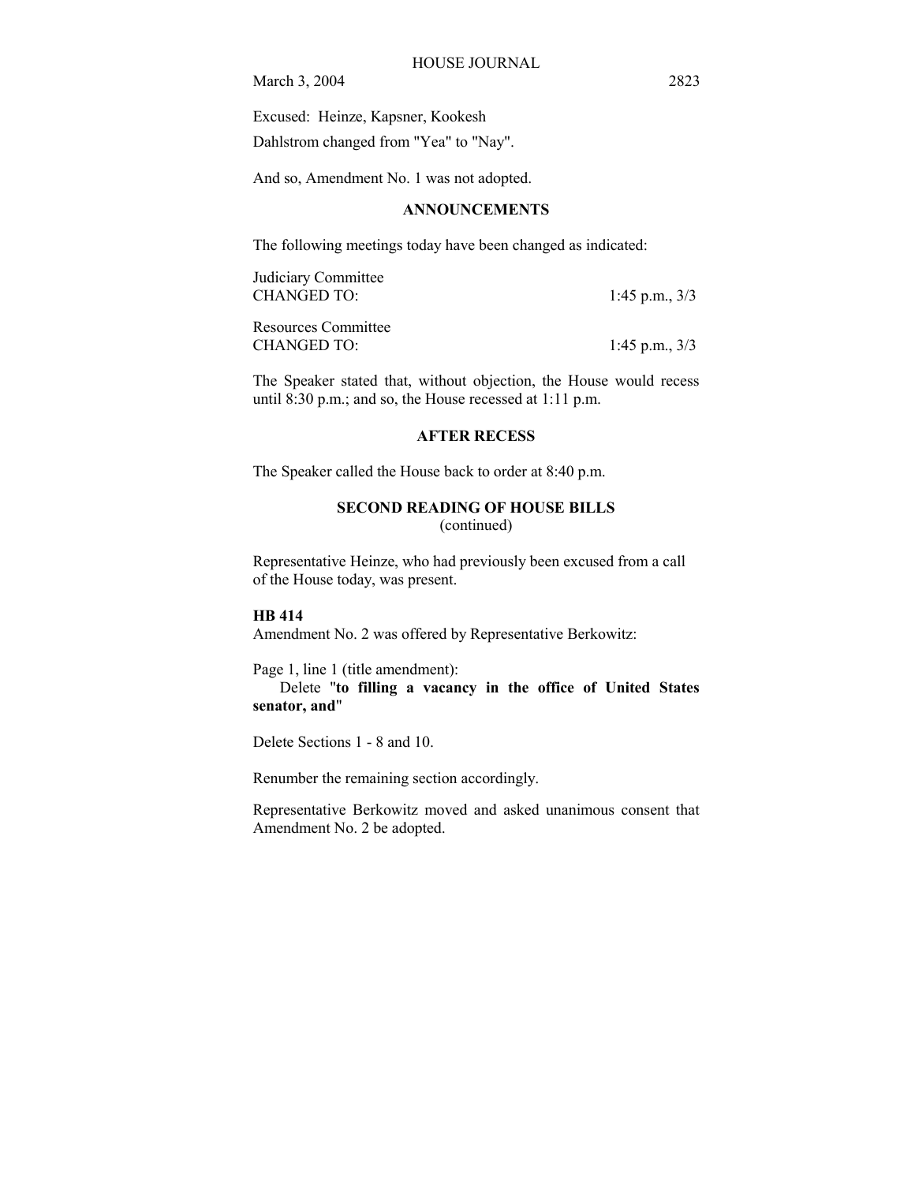Excused: Heinze, Kapsner, Kookesh

Dahlstrom changed from "Yea" to "Nay".

And so, Amendment No. 1 was not adopted.

## ANNOUNCEMENTS

The following meetings today have been changed as indicated:

Judiciary Committee
CHANGED TO: 1:45 p.m., 3/3

Resources Committee
CHANGED TO: 1:45 p.m., 3/3

The Speaker stated that, without objection, the House would recess until 8:30 p.m.; and so, the House recessed at 1:11 p.m.

## AFTER RECESS

The Speaker called the House back to order at 8:40 p.m.

## SECOND READING OF HOUSE BILLS
(continued)

Representative Heinze, who had previously been excused from a call of the House today, was present.

**HB 414**
Amendment No. 2 was offered by Representative Berkowitz:

Page 1, line 1 (title amendment):
Delete "**to filling a vacancy in the office of United States senator, and**"

Delete Sections 1 - 8 and 10.

Renumber the remaining section accordingly.

Representative Berkowitz moved and asked unanimous consent that Amendment No. 2 be adopted.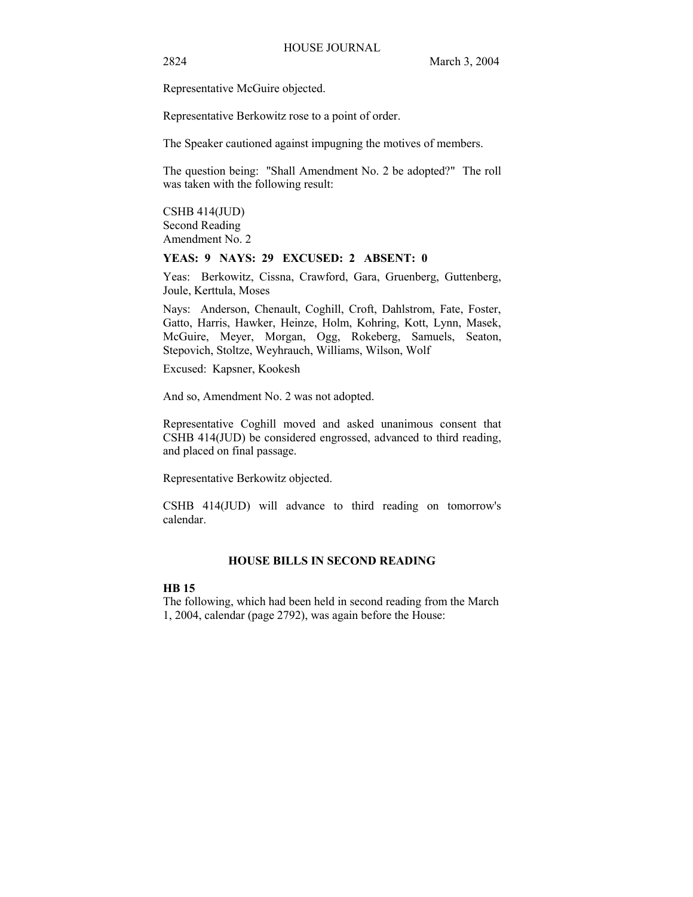Representative McGuire objected.

Representative Berkowitz rose to a point of order.

The Speaker cautioned against impugning the motives of members.

The question being: "Shall Amendment No. 2 be adopted?" The roll was taken with the following result:

CSHB 414(JUD)
Second Reading
Amendment No. 2

**YEAS: 9 NAYS: 29 EXCUSED: 2 ABSENT: 0**

Yeas: Berkowitz, Cissna, Crawford, Gara, Gruenberg, Guttenberg, Joule, Kerttula, Moses

Nays: Anderson, Chenault, Coghill, Croft, Dahlstrom, Fate, Foster, Gatto, Harris, Hawker, Heinze, Holm, Kohring, Kott, Lynn, Masek, McGuire, Meyer, Morgan, Ogg, Rokeberg, Samuels, Seaton, Stepovich, Stoltze, Weyhrauch, Williams, Wilson, Wolf

Excused: Kapsner, Kookesh

And so, Amendment No. 2 was not adopted.

Representative Coghill moved and asked unanimous consent that CSHB 414(JUD) be considered engrossed, advanced to third reading, and placed on final passage.

Representative Berkowitz objected.

CSHB 414(JUD) will advance to third reading on tomorrow's calendar.

## HOUSE BILLS IN SECOND READING

**HB 15**

The following, which had been held in second reading from the March 1, 2004, calendar (page 2792), was again before the House: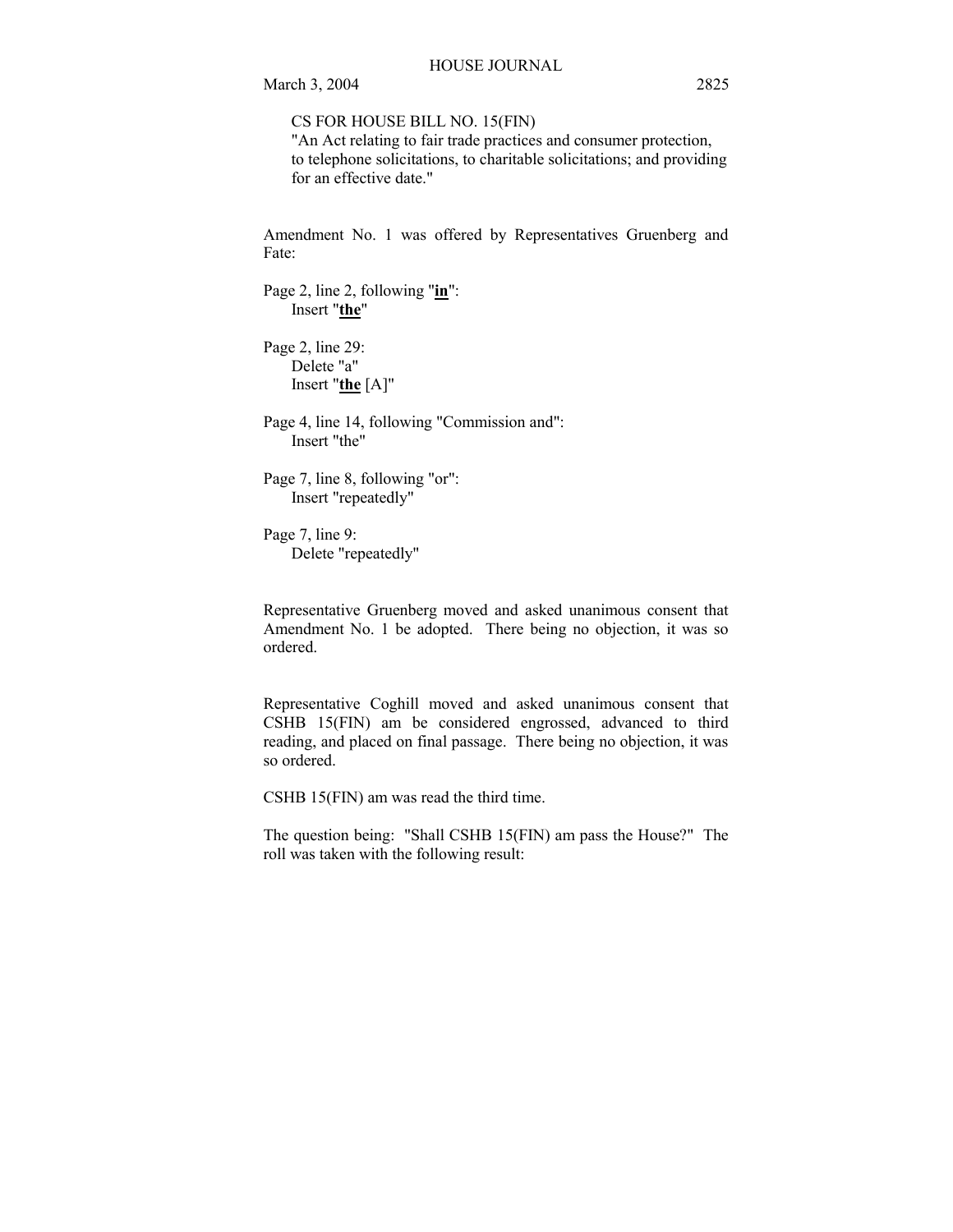CS FOR HOUSE BILL NO. 15(FIN)
"An Act relating to fair trade practices and consumer protection, to telephone solicitations, to charitable solicitations; and providing for an effective date."

Amendment No. 1 was offered by Representatives Gruenberg and Fate:

Page 2, line 2, following "**<u>in</u>**":
Insert "**<u>the</u>**"

Page 2, line 29:
Delete "a"
Insert "**<u>the</u>** [A]"

Page 4, line 14, following "Commission and":
Insert "the"

Page 7, line 8, following "or":
Insert "repeatedly"

Page 7, line 9:
Delete "repeatedly"

Representative Gruenberg moved and asked unanimous consent that Amendment No. 1 be adopted. There being no objection, it was so ordered.

Representative Coghill moved and asked unanimous consent that CSHB 15(FIN) am be considered engrossed, advanced to third reading, and placed on final passage. There being no objection, it was so ordered.

CSHB 15(FIN) am was read the third time.

The question being: "Shall CSHB 15(FIN) am pass the House?" The roll was taken with the following result: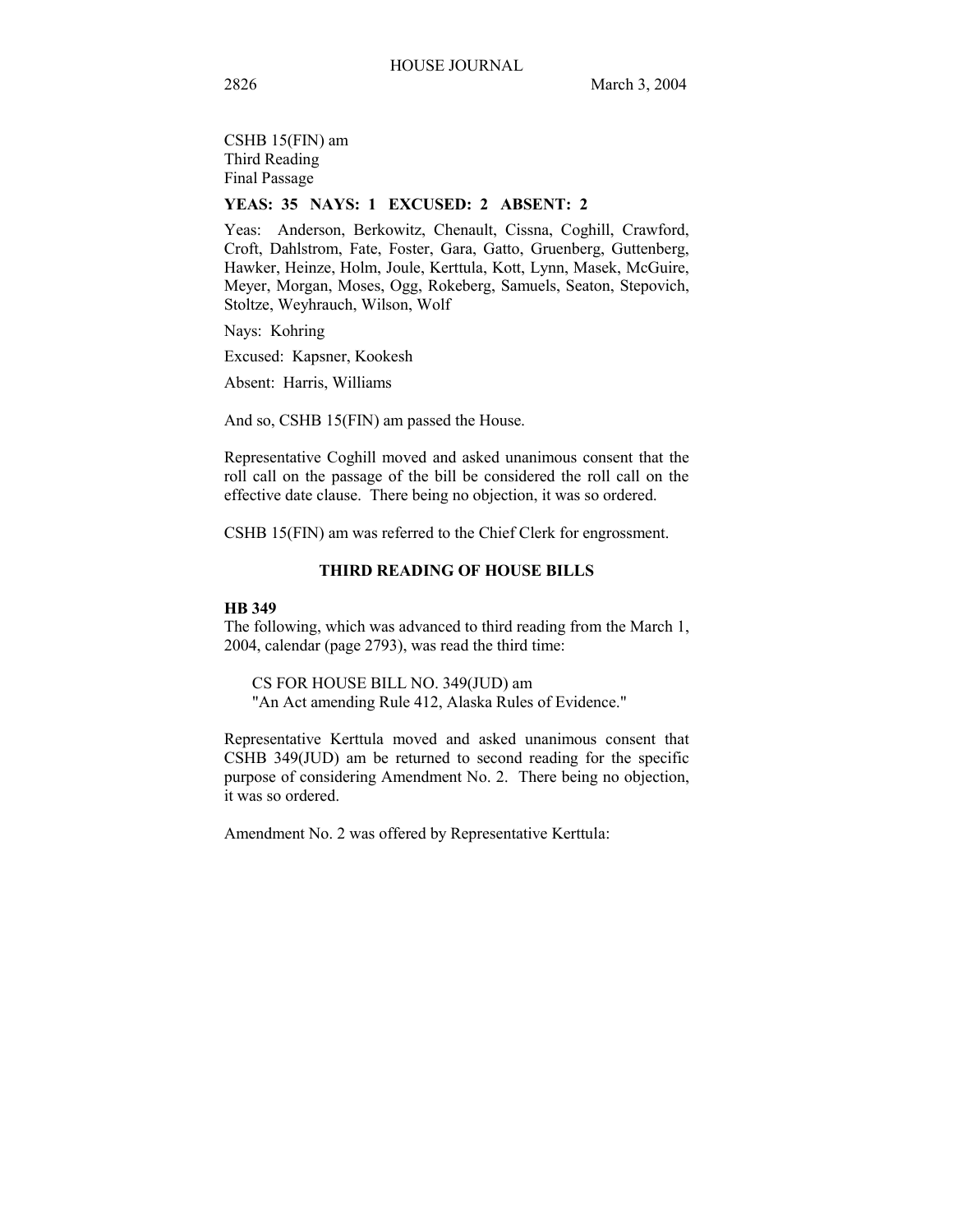CSHB 15(FIN) am
Third Reading
Final Passage

**YEAS: 35 NAYS: 1 EXCUSED: 2 ABSENT: 2**

Yeas: Anderson, Berkowitz, Chenault, Cissna, Coghill, Crawford, Croft, Dahlstrom, Fate, Foster, Gara, Gatto, Gruenberg, Guttenberg, Hawker, Heinze, Holm, Joule, Kerttula, Kott, Lynn, Masek, McGuire, Meyer, Morgan, Moses, Ogg, Rokeberg, Samuels, Seaton, Stepovich, Stoltze, Weyhrauch, Wilson, Wolf

Nays: Kohring

Excused: Kapsner, Kookesh

Absent: Harris, Williams

And so, CSHB 15(FIN) am passed the House.

Representative Coghill moved and asked unanimous consent that the roll call on the passage of the bill be considered the roll call on the effective date clause. There being no objection, it was so ordered.

CSHB 15(FIN) am was referred to the Chief Clerk for engrossment.

## THIRD READING OF HOUSE BILLS

**HB 349**

The following, which was advanced to third reading from the March 1, 2004, calendar (page 2793), was read the third time:

CS FOR HOUSE BILL NO. 349(JUD) am
"An Act amending Rule 412, Alaska Rules of Evidence."

Representative Kerttula moved and asked unanimous consent that CSHB 349(JUD) am be returned to second reading for the specific purpose of considering Amendment No. 2. There being no objection, it was so ordered.

Amendment No. 2 was offered by Representative Kerttula: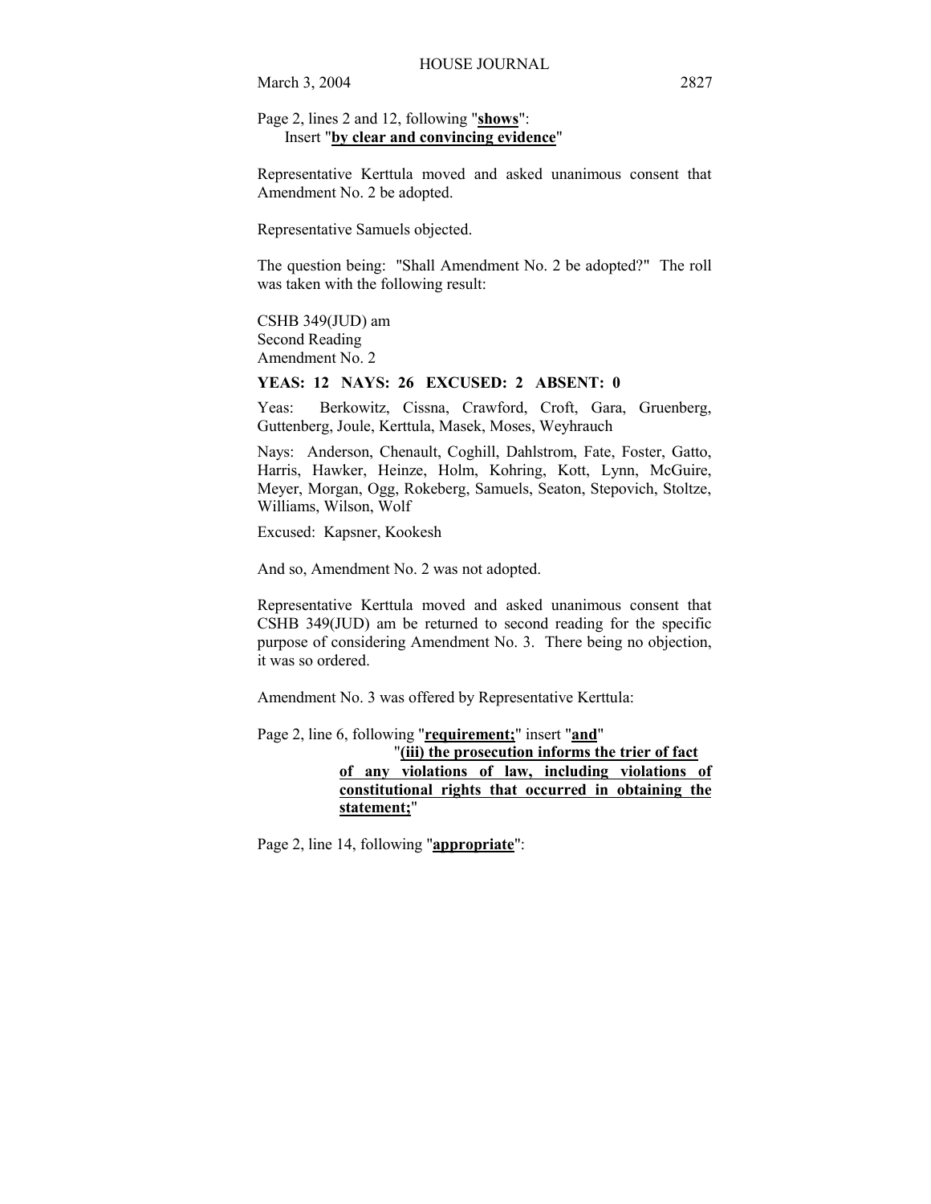Page 2, lines 2 and 12, following "**shows**":
Insert "**by clear and convincing evidence**"

Representative Kerttula moved and asked unanimous consent that Amendment No. 2 be adopted.

Representative Samuels objected.

The question being: "Shall Amendment No. 2 be adopted?" The roll was taken with the following result:

CSHB 349(JUD) am
Second Reading
Amendment No. 2

**YEAS: 12 NAYS: 26 EXCUSED: 2 ABSENT: 0**

Yeas: Berkowitz, Cissna, Crawford, Croft, Gara, Gruenberg, Guttenberg, Joule, Kerttula, Masek, Moses, Weyhrauch

Nays: Anderson, Chenault, Coghill, Dahlstrom, Fate, Foster, Gatto, Harris, Hawker, Heinze, Holm, Kohring, Kott, Lynn, McGuire, Meyer, Morgan, Ogg, Rokeberg, Samuels, Seaton, Stepovich, Stoltze, Williams, Wilson, Wolf

Excused: Kapsner, Kookesh

And so, Amendment No. 2 was not adopted.

Representative Kerttula moved and asked unanimous consent that CSHB 349(JUD) am be returned to second reading for the specific purpose of considering Amendment No. 3. There being no objection, it was so ordered.

Amendment No. 3 was offered by Representative Kerttula:

Page 2, line 6, following "**requirement;**" insert "**and**"
"**(iii) the prosecution informs the trier of fact of any violations of law, including violations of constitutional rights that occurred in obtaining the statement;**"

Page 2, line 14, following "**appropriate**":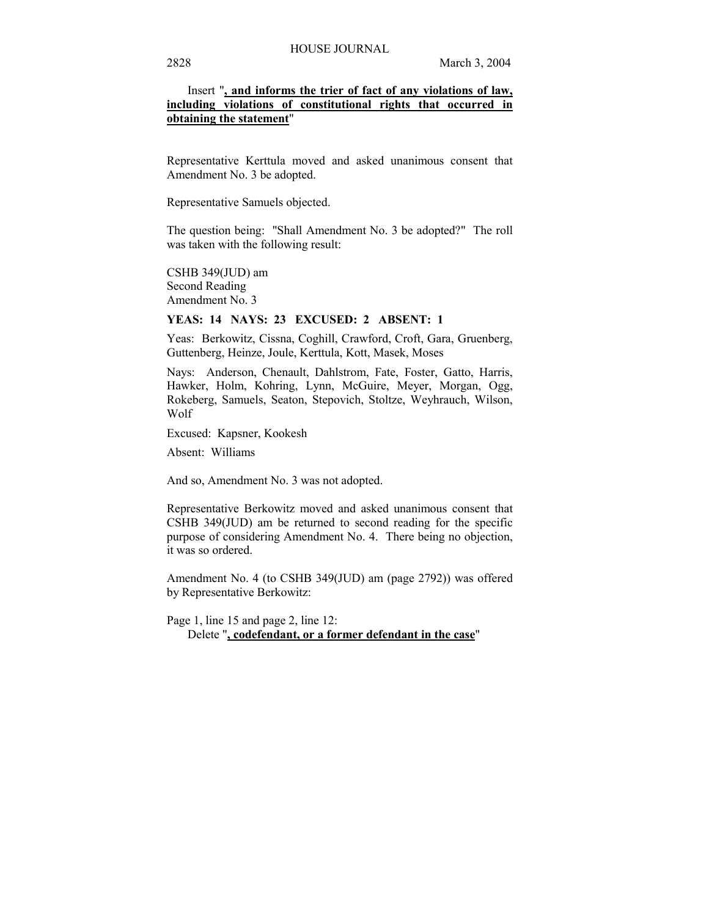Insert "**<u>, and informs the trier of fact of any violations of law, including violations of constitutional rights that occurred in obtaining the statement</u>**"

Representative Kerttula moved and asked unanimous consent that Amendment No. 3 be adopted.

Representative Samuels objected.

The question being: "Shall Amendment No. 3 be adopted?" The roll was taken with the following result:

CSHB 349(JUD) am
Second Reading
Amendment No. 3

**YEAS: 14 NAYS: 23 EXCUSED: 2 ABSENT: 1**

Yeas: Berkowitz, Cissna, Coghill, Crawford, Croft, Gara, Gruenberg, Guttenberg, Heinze, Joule, Kerttula, Kott, Masek, Moses

Nays: Anderson, Chenault, Dahlstrom, Fate, Foster, Gatto, Harris, Hawker, Holm, Kohring, Lynn, McGuire, Meyer, Morgan, Ogg, Rokeberg, Samuels, Seaton, Stepovich, Stoltze, Weyhrauch, Wilson, Wolf

Excused: Kapsner, Kookesh

Absent: Williams

And so, Amendment No. 3 was not adopted.

Representative Berkowitz moved and asked unanimous consent that CSHB 349(JUD) am be returned to second reading for the specific purpose of considering Amendment No. 4. There being no objection, it was so ordered.

Amendment No. 4 (to CSHB 349(JUD) am (page 2792)) was offered by Representative Berkowitz:

Page 1, line 15 and page 2, line 12:
Delete "**<u>, codefendant, or a former defendant in the case</u>**"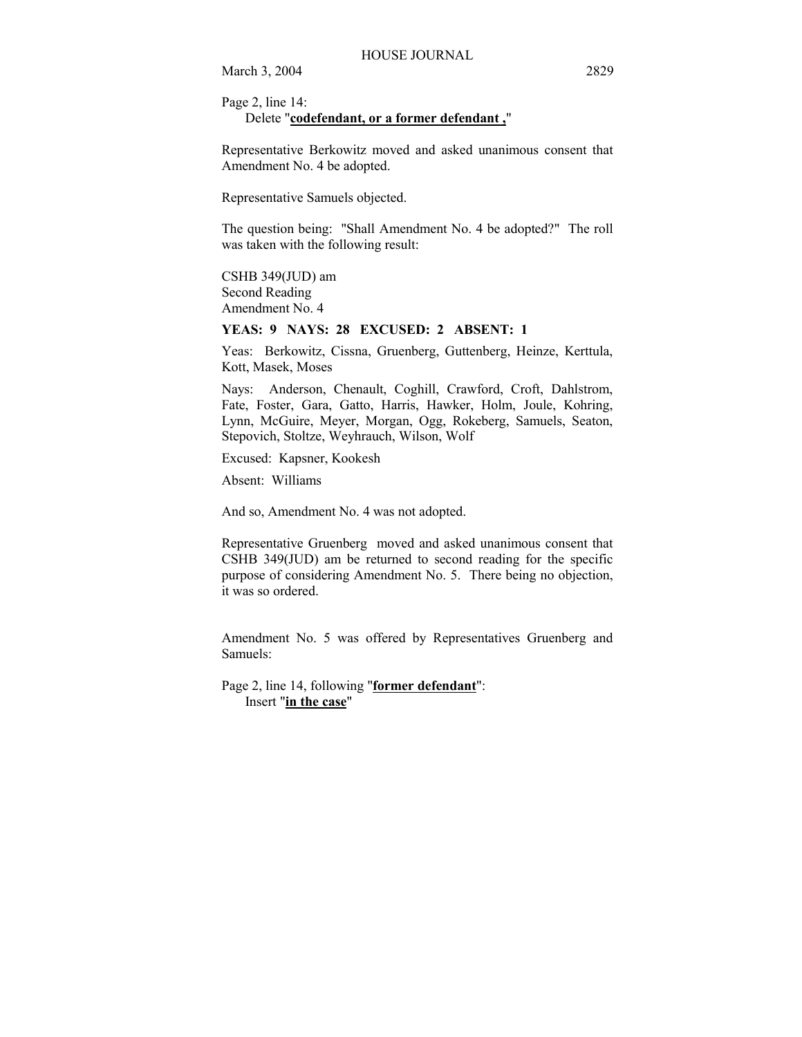Page 2, line 14:

Delete "**codefendant, or a former defendant ,**"

Representative Berkowitz moved and asked unanimous consent that Amendment No. 4 be adopted.

Representative Samuels objected.

The question being: "Shall Amendment No. 4 be adopted?" The roll was taken with the following result:

CSHB 349(JUD) am
Second Reading
Amendment No. 4

**YEAS: 9 NAYS: 28 EXCUSED: 2 ABSENT: 1**

Yeas: Berkowitz, Cissna, Gruenberg, Guttenberg, Heinze, Kerttula, Kott, Masek, Moses

Nays: Anderson, Chenault, Coghill, Crawford, Croft, Dahlstrom, Fate, Foster, Gara, Gatto, Harris, Hawker, Holm, Joule, Kohring, Lynn, McGuire, Meyer, Morgan, Ogg, Rokeberg, Samuels, Seaton, Stepovich, Stoltze, Weyhrauch, Wilson, Wolf

Excused: Kapsner, Kookesh

Absent: Williams

And so, Amendment No. 4 was not adopted.

Representative Gruenberg moved and asked unanimous consent that CSHB 349(JUD) am be returned to second reading for the specific purpose of considering Amendment No. 5. There being no objection, it was so ordered.

Amendment No. 5 was offered by Representatives Gruenberg and Samuels:

Page 2, line 14, following "**former defendant**":

Insert "**in the case**"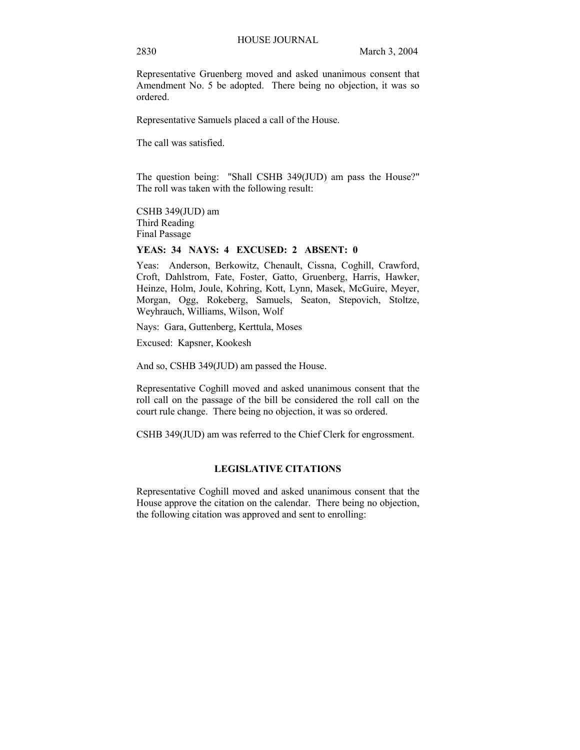Representative Gruenberg moved and asked unanimous consent that Amendment No. 5 be adopted. There being no objection, it was so ordered.

Representative Samuels placed a call of the House.

The call was satisfied.

The question being: "Shall CSHB 349(JUD) am pass the House?" The roll was taken with the following result:

CSHB 349(JUD) am
Third Reading
Final Passage

**YEAS: 34 NAYS: 4 EXCUSED: 2 ABSENT: 0**

Yeas: Anderson, Berkowitz, Chenault, Cissna, Coghill, Crawford, Croft, Dahlstrom, Fate, Foster, Gatto, Gruenberg, Harris, Hawker, Heinze, Holm, Joule, Kohring, Kott, Lynn, Masek, McGuire, Meyer, Morgan, Ogg, Rokeberg, Samuels, Seaton, Stepovich, Stoltze, Weyhrauch, Williams, Wilson, Wolf

Nays: Gara, Guttenberg, Kerttula, Moses

Excused: Kapsner, Kookesh

And so, CSHB 349(JUD) am passed the House.

Representative Coghill moved and asked unanimous consent that the roll call on the passage of the bill be considered the roll call on the court rule change. There being no objection, it was so ordered.

CSHB 349(JUD) am was referred to the Chief Clerk for engrossment.

## LEGISLATIVE CITATIONS

Representative Coghill moved and asked unanimous consent that the House approve the citation on the calendar. There being no objection, the following citation was approved and sent to enrolling: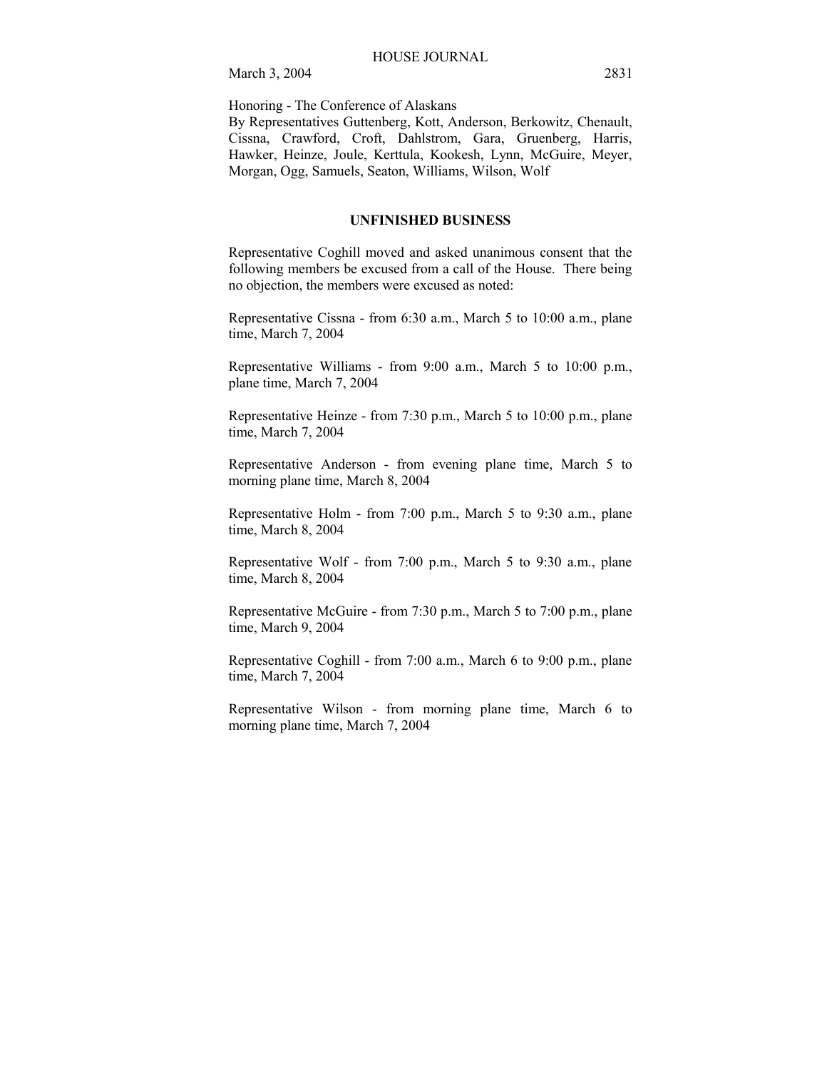Honoring - The Conference of Alaskans
By Representatives Guttenberg, Kott, Anderson, Berkowitz, Chenault, Cissna, Crawford, Croft, Dahlstrom, Gara, Gruenberg, Harris, Hawker, Heinze, Joule, Kerttula, Kookesh, Lynn, McGuire, Meyer, Morgan, Ogg, Samuels, Seaton, Williams, Wilson, Wolf

## UNFINISHED BUSINESS

Representative Coghill moved and asked unanimous consent that the following members be excused from a call of the House. There being no objection, the members were excused as noted:

Representative Cissna - from 6:30 a.m., March 5 to 10:00 a.m., plane time, March 7, 2004

Representative Williams - from 9:00 a.m., March 5 to 10:00 p.m., plane time, March 7, 2004

Representative Heinze - from 7:30 p.m., March 5 to 10:00 p.m., plane time, March 7, 2004

Representative Anderson - from evening plane time, March 5 to morning plane time, March 8, 2004

Representative Holm - from 7:00 p.m., March 5 to 9:30 a.m., plane time, March 8, 2004

Representative Wolf - from 7:00 p.m., March 5 to 9:30 a.m., plane time, March 8, 2004

Representative McGuire - from 7:30 p.m., March 5 to 7:00 p.m., plane time, March 9, 2004

Representative Coghill - from 7:00 a.m., March 6 to 9:00 p.m., plane time, March 7, 2004

Representative Wilson - from morning plane time, March 6 to morning plane time, March 7, 2004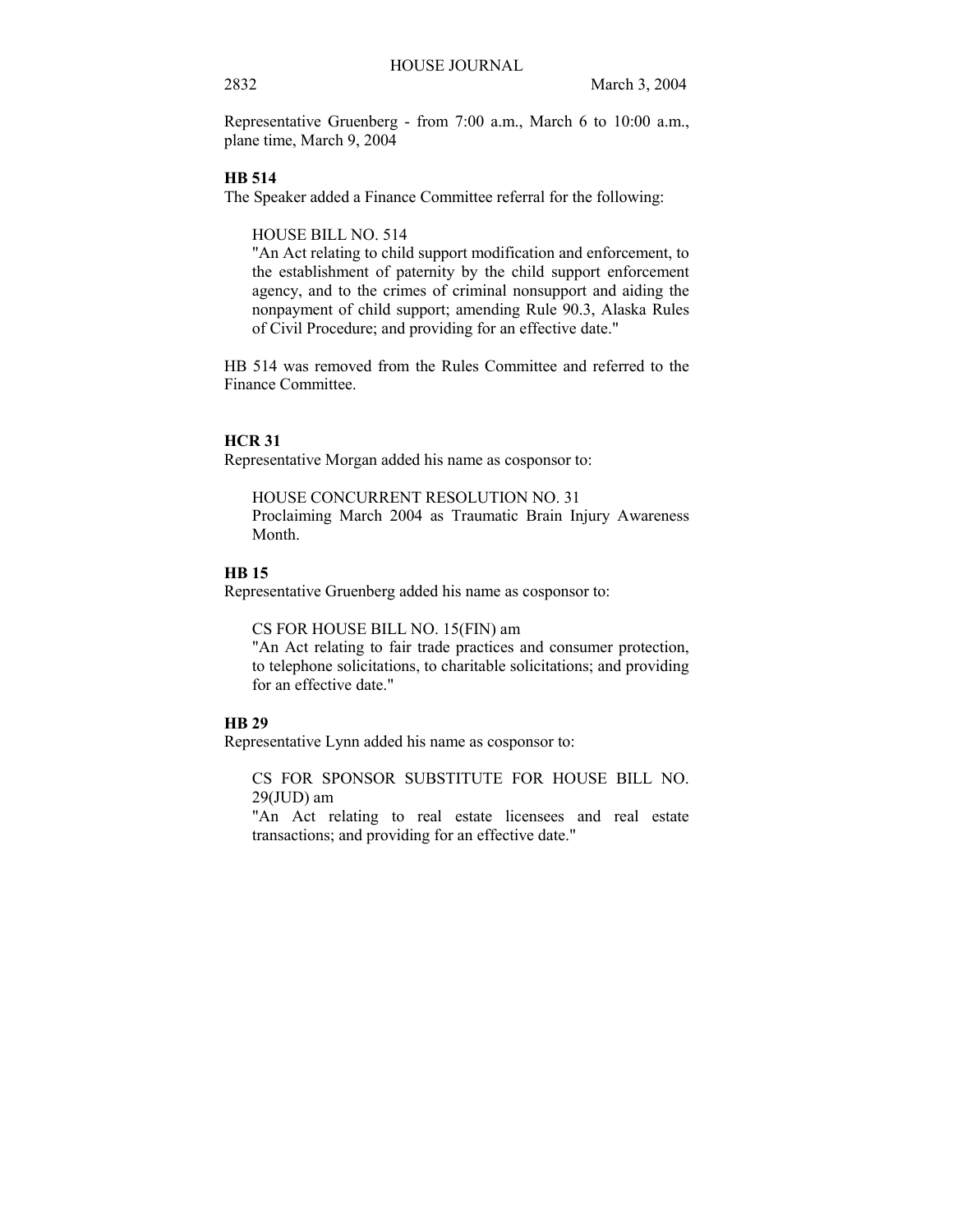Representative Gruenberg - from 7:00 a.m., March 6 to 10:00 a.m., plane time, March 9, 2004

**HB 514**

The Speaker added a Finance Committee referral for the following:

HOUSE BILL NO. 514
"An Act relating to child support modification and enforcement, to the establishment of paternity by the child support enforcement agency, and to the crimes of criminal nonsupport and aiding the nonpayment of child support; amending Rule 90.3, Alaska Rules of Civil Procedure; and providing for an effective date."

HB 514 was removed from the Rules Committee and referred to the Finance Committee.

**HCR 31**

Representative Morgan added his name as cosponsor to:

HOUSE CONCURRENT RESOLUTION NO. 31
Proclaiming March 2004 as Traumatic Brain Injury Awareness Month.

**HB 15**

Representative Gruenberg added his name as cosponsor to:

CS FOR HOUSE BILL NO. 15(FIN) am
"An Act relating to fair trade practices and consumer protection, to telephone solicitations, to charitable solicitations; and providing for an effective date."

**HB 29**

Representative Lynn added his name as cosponsor to:

CS FOR SPONSOR SUBSTITUTE FOR HOUSE BILL NO. 29(JUD) am
"An Act relating to real estate licensees and real estate transactions; and providing for an effective date."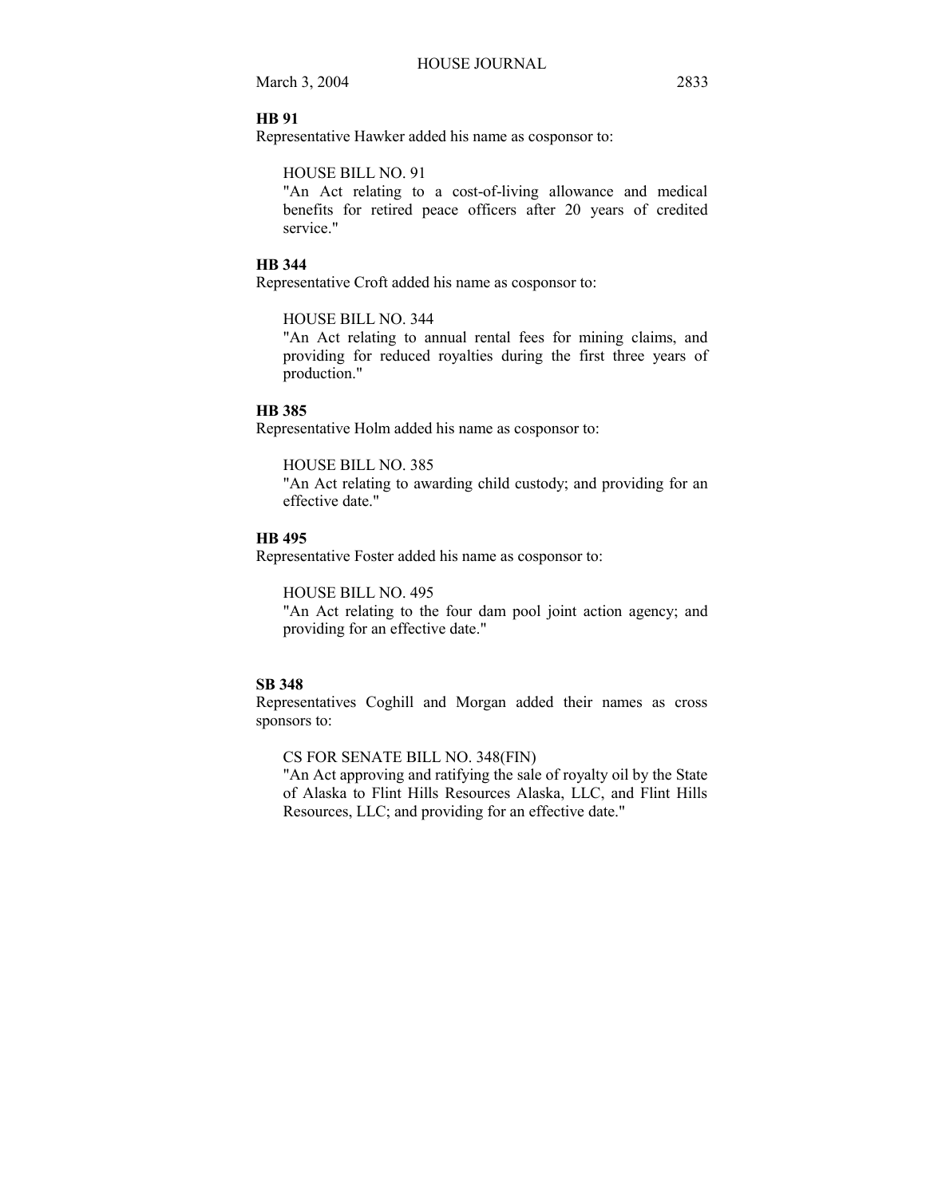**HB 91**

Representative Hawker added his name as cosponsor to:

HOUSE BILL NO. 91
"An Act relating to a cost-of-living allowance and medical benefits for retired peace officers after 20 years of credited service."

**HB 344**

Representative Croft added his name as cosponsor to:

HOUSE BILL NO. 344
"An Act relating to annual rental fees for mining claims, and providing for reduced royalties during the first three years of production."

**HB 385**

Representative Holm added his name as cosponsor to:

HOUSE BILL NO. 385
"An Act relating to awarding child custody; and providing for an effective date."

**HB 495**

Representative Foster added his name as cosponsor to:

HOUSE BILL NO. 495
"An Act relating to the four dam pool joint action agency; and providing for an effective date."

**SB 348**

Representatives Coghill and Morgan added their names as cross sponsors to:

CS FOR SENATE BILL NO. 348(FIN)
"An Act approving and ratifying the sale of royalty oil by the State of Alaska to Flint Hills Resources Alaska, LLC, and Flint Hills Resources, LLC; and providing for an effective date."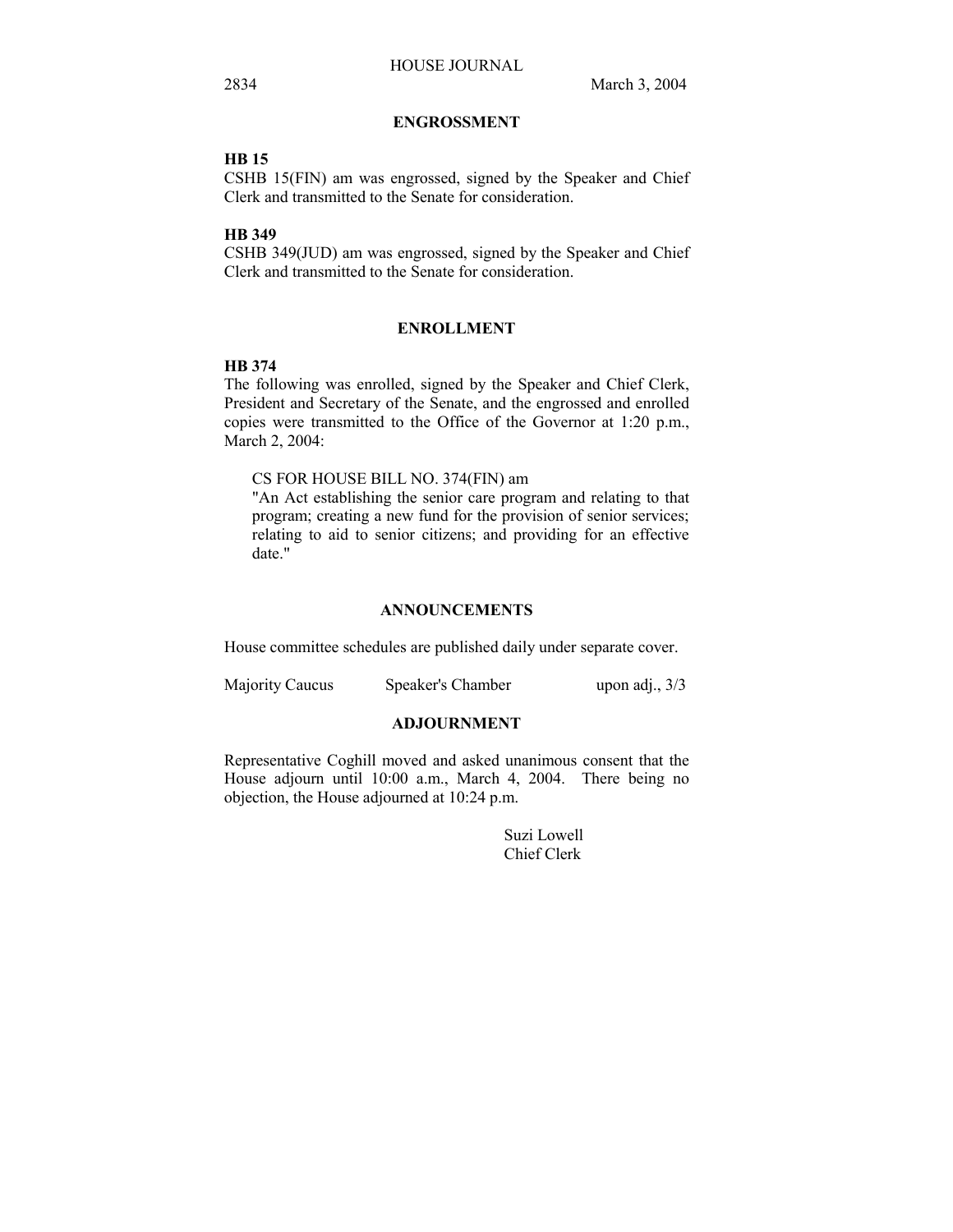## ENGROSSMENT

**HB 15**

CSHB 15(FIN) am was engrossed, signed by the Speaker and Chief Clerk and transmitted to the Senate for consideration.

**HB 349**

CSHB 349(JUD) am was engrossed, signed by the Speaker and Chief Clerk and transmitted to the Senate for consideration.

## ENROLLMENT

**HB 374**

The following was enrolled, signed by the Speaker and Chief Clerk, President and Secretary of the Senate, and the engrossed and enrolled copies were transmitted to the Office of the Governor at 1:20 p.m., March 2, 2004:

> CS FOR HOUSE BILL NO. 374(FIN) am
> "An Act establishing the senior care program and relating to that program; creating a new fund for the provision of senior services; relating to aid to senior citizens; and providing for an effective date."

## ANNOUNCEMENTS

House committee schedules are published daily under separate cover.

| Majority Caucus | Speaker's Chamber | upon adj., 3/3 |
|---|---|---|

## ADJOURNMENT

Representative Coghill moved and asked unanimous consent that the House adjourn until 10:00 a.m., March 4, 2004. There being no objection, the House adjourned at 10:24 p.m.

Suzi Lowell
Chief Clerk